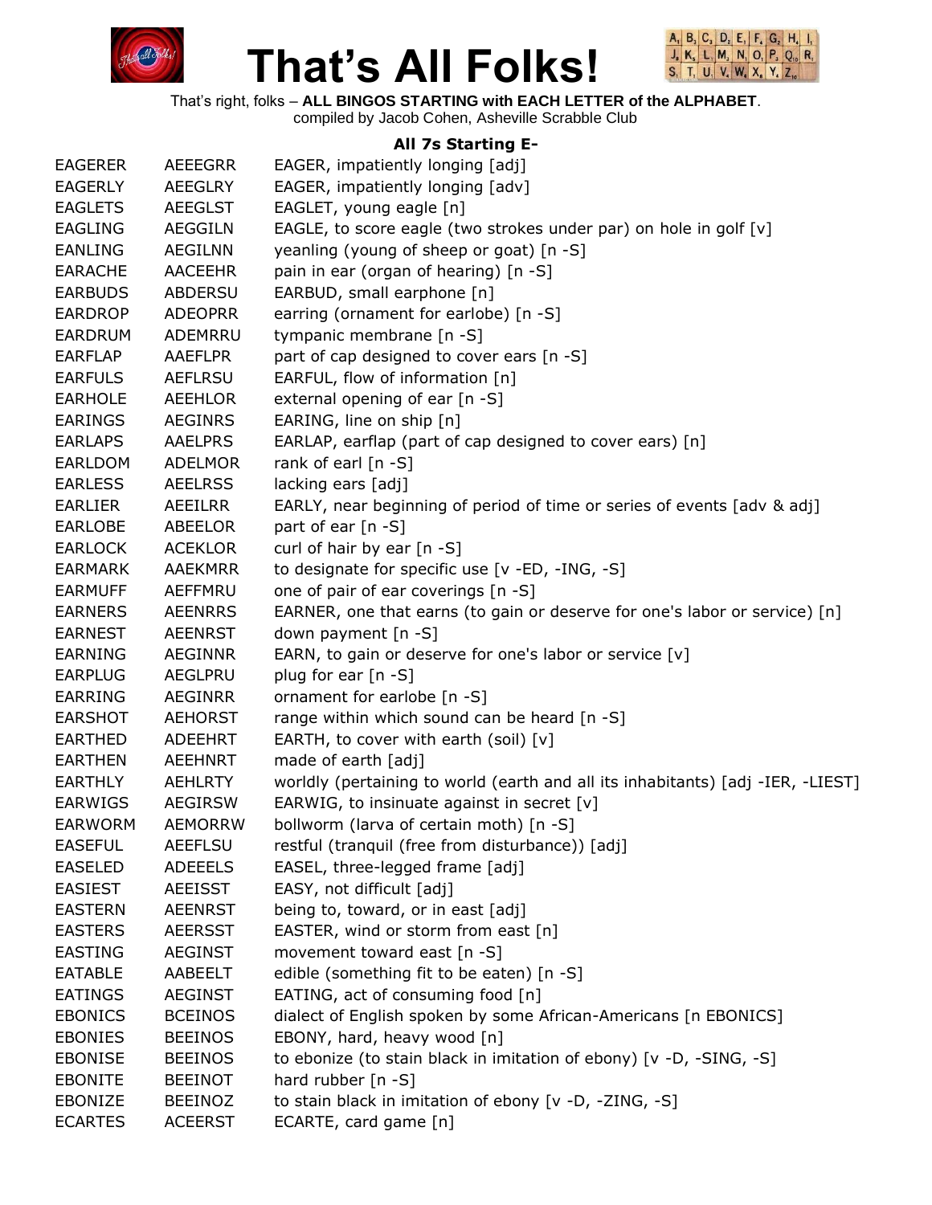# That's All Folks!

That's right, folks – **ALL BINGOS STARTING with EACH LETTER of the ALPHABET**.
compiled by Jacob Cohen, Asheville Scrabble Club

### All 7s Starting E-

| | | |
|---|---|---|
| EAGERER | AEEEGRR | EAGER, impatiently longing [adj] |
| EAGERLY | AEEGLRY | EAGER, impatiently longing [adv] |
| EAGLETS | AEEGLST | EAGLET, young eagle [n] |
| EAGLING | AEGGILN | EAGLE, to score eagle (two strokes under par) on hole in golf [v] |
| EANLING | AEGILNN | yeanling (young of sheep or goat) [n -S] |
| EARACHE | AACEEHR | pain in ear (organ of hearing) [n -S] |
| EARBUDS | ABDERSU | EARBUD, small earphone [n] |
| EARDROP | ADEOPRR | earring (ornament for earlobe) [n -S] |
| EARDRUM | ADEMRRU | tympanic membrane [n -S] |
| EARFLAP | AAEFLPR | part of cap designed to cover ears [n -S] |
| EARFULS | AEFLRSU | EARFUL, flow of information [n] |
| EARHOLE | AEEHLOR | external opening of ear [n -S] |
| EARINGS | AEGINRS | EARING, line on ship [n] |
| EARLAPS | AAELPRS | EARLAP, earflap (part of cap designed to cover ears) [n] |
| EARLDOM | ADELMOR | rank of earl [n -S] |
| EARLESS | AEELRSS | lacking ears [adj] |
| EARLIER | AEEILRR | EARLY, near beginning of period of time or series of events [adv & adj] |
| EARLOBE | ABEELOR | part of ear [n -S] |
| EARLOCK | ACEKLOR | curl of hair by ear [n -S] |
| EARMARK | AAEKMRR | to designate for specific use [v -ED, -ING, -S] |
| EARMUFF | AEFFMRU | one of pair of ear coverings [n -S] |
| EARNERS | AEENRRS | EARNER, one that earns (to gain or deserve for one's labor or service) [n] |
| EARNEST | AEENRST | down payment [n -S] |
| EARNING | AEGINNR | EARN, to gain or deserve for one's labor or service [v] |
| EARPLUG | AEGLPRU | plug for ear [n -S] |
| EARRING | AEGINRR | ornament for earlobe [n -S] |
| EARSHOT | AEHORST | range within which sound can be heard [n -S] |
| EARTHED | ADEEHRT | EARTH, to cover with earth (soil) [v] |
| EARTHEN | AEEHNRT | made of earth [adj] |
| EARTHLY | AEHLRTY | worldly (pertaining to world (earth and all its inhabitants) [adj -IER, -LIEST] |
| EARWIGS | AEGIRSW | EARWIG, to insinuate against in secret [v] |
| EARWORM | AEMORRW | bollworm (larva of certain moth) [n -S] |
| EASEFUL | AEEFLSU | restful (tranquil (free from disturbance)) [adj] |
| EASELED | ADEEELS | EASEL, three-legged frame [adj] |
| EASIEST | AEEISST | EASY, not difficult [adj] |
| EASTERN | AEENRST | being to, toward, or in east [adj] |
| EASTERS | AEERSST | EASTER, wind or storm from east [n] |
| EASTING | AEGINST | movement toward east [n -S] |
| EATABLE | AABEELT | edible (something fit to be eaten) [n -S] |
| EATINGS | AEGINST | EATING, act of consuming food [n] |
| EBONICS | BCEINOS | dialect of English spoken by some African-Americans [n EBONICS] |
| EBONIES | BEEINOS | EBONY, hard, heavy wood [n] |
| EBONISE | BEEINOS | to ebonize (to stain black in imitation of ebony) [v -D, -SING, -S] |
| EBONITE | BEEINOT | hard rubber [n -S] |
| EBONIZE | BEEINOZ | to stain black in imitation of ebony [v -D, -ZING, -S] |
| ECARTES | ACEERST | ECARTE, card game [n] |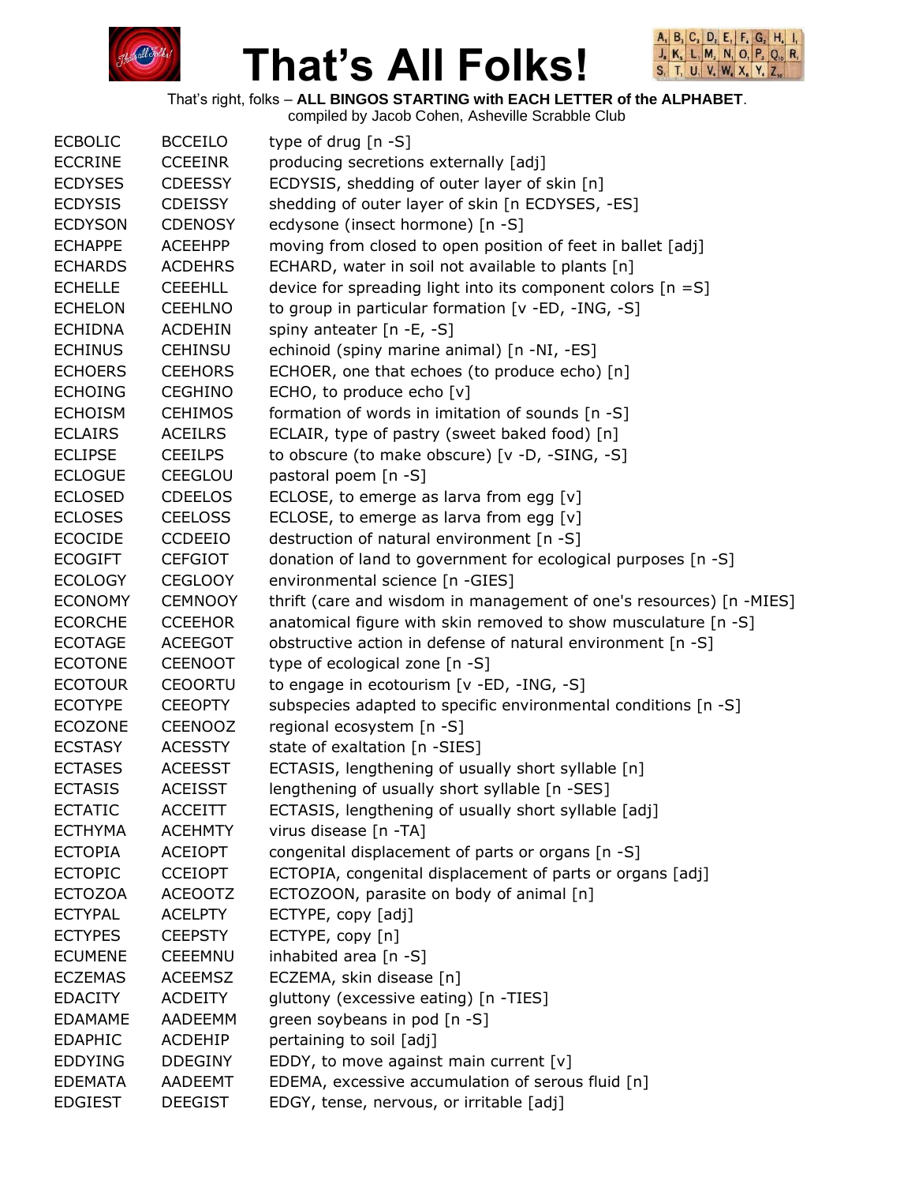# That's All Folks!

That's right, folks – **ALL BINGOS STARTING with EACH LETTER of the ALPHABET**.
compiled by Jacob Cohen, Asheville Scrabble Club

| | | |
|---|---|---|
| ECBOLIC | BCCEILO | type of drug [n -S] |
| ECCRINE | CCEEINR | producing secretions externally [adj] |
| ECDYSES | CDEESSY | ECDYSIS, shedding of outer layer of skin [n] |
| ECDYSIS | CDEISSY | shedding of outer layer of skin [n ECDYSES, -ES] |
| ECDYSON | CDENOSY | ecdysone (insect hormone) [n -S] |
| ECHAPPE | ACEEHPP | moving from closed to open position of feet in ballet [adj] |
| ECHARDS | ACDEHRS | ECHARD, water in soil not available to plants [n] |
| ECHELLE | CEEEHLL | device for spreading light into its component colors [n =S] |
| ECHELON | CEEHLNO | to group in particular formation [v -ED, -ING, -S] |
| ECHIDNA | ACDEHIN | spiny anteater [n -E, -S] |
| ECHINUS | CEHINSU | echinoid (spiny marine animal) [n -NI, -ES] |
| ECHOERS | CEEHORS | ECHOER, one that echoes (to produce echo) [n] |
| ECHOING | CEGHINO | ECHO, to produce echo [v] |
| ECHOISM | CEHIMOS | formation of words in imitation of sounds [n -S] |
| ECLAIRS | ACEILRS | ECLAIR, type of pastry (sweet baked food) [n] |
| ECLIPSE | CEEILPS | to obscure (to make obscure) [v -D, -SING, -S] |
| ECLOGUE | CEEGLOU | pastoral poem [n -S] |
| ECLOSED | CDEELOS | ECLOSE, to emerge as larva from egg [v] |
| ECLOSES | CEELOSS | ECLOSE, to emerge as larva from egg [v] |
| ECOCIDE | CCDEEIO | destruction of natural environment [n -S] |
| ECOGIFT | CEFGIOT | donation of land to government for ecological purposes [n -S] |
| ECOLOGY | CEGLOOY | environmental science [n -GIES] |
| ECONOMY | CEMNOOY | thrift (care and wisdom in management of one's resources) [n -MIES] |
| ECORCHE | CCEEHOR | anatomical figure with skin removed to show musculature [n -S] |
| ECOTAGE | ACEEGOT | obstructive action in defense of natural environment [n -S] |
| ECOTONE | CEENOOT | type of ecological zone [n -S] |
| ECOTOUR | CEOORTU | to engage in ecotourism [v -ED, -ING, -S] |
| ECOTYPE | CEEOPTY | subspecies adapted to specific environmental conditions [n -S] |
| ECOZONE | CEENOOZ | regional ecosystem [n -S] |
| ECSTASY | ACESSTY | state of exaltation [n -SIES] |
| ECTASES | ACEESST | ECTASIS, lengthening of usually short syllable [n] |
| ECTASIS | ACEISST | lengthening of usually short syllable [n -SES] |
| ECTATIC | ACCEITT | ECTASIS, lengthening of usually short syllable [adj] |
| ECTHYMA | ACEHMTY | virus disease [n -TA] |
| ECTOPIA | ACEIOPT | congenital displacement of parts or organs [n -S] |
| ECTOPIC | CCEIOPT | ECTOPIA, congenital displacement of parts or organs [adj] |
| ECTOZOA | ACEOOTZ | ECTOZOON, parasite on body of animal [n] |
| ECTYPAL | ACELPTY | ECTYPE, copy [adj] |
| ECTYPES | CEEPSTY | ECTYPE, copy [n] |
| ECUMENE | CEEEMNU | inhabited area [n -S] |
| ECZEMAS | ACEEMSZ | ECZEMA, skin disease [n] |
| EDACITY | ACDEITY | gluttony (excessive eating) [n -TIES] |
| EDAMAME | AADEEMM | green soybeans in pod [n -S] |
| EDAPHIC | ACDEHIP | pertaining to soil [adj] |
| EDDYING | DDEGINY | EDDY, to move against main current [v] |
| EDEMATA | AADEEMT | EDEMA, excessive accumulation of serous fluid [n] |
| EDGIEST | DEEGIST | EDGY, tense, nervous, or irritable [adj] |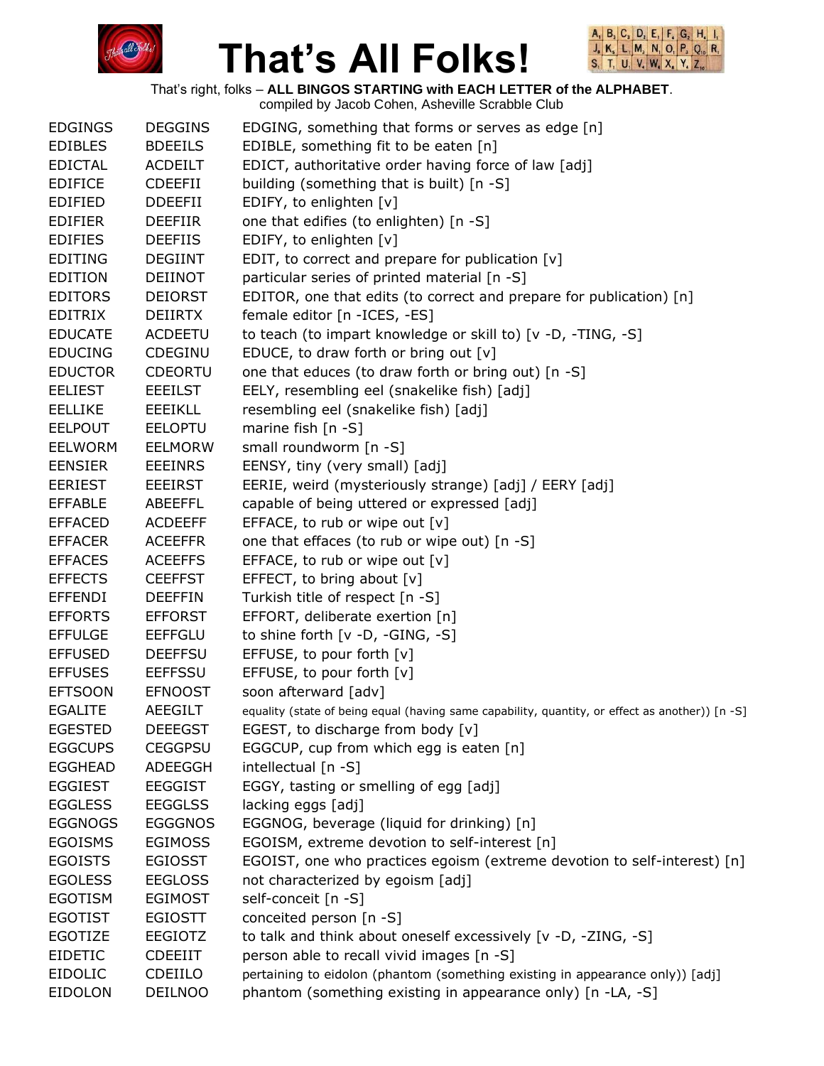# That's All Folks!

That's right, folks – **ALL BINGOS STARTING with EACH LETTER of the ALPHABET**.
compiled by Jacob Cohen, Asheville Scrabble Club

| | | |
|---|---|---|
| EDGINGS | DEGGINS | EDGING, something that forms or serves as edge [n] |
| EDIBLES | BDEEILS | EDIBLE, something fit to be eaten [n] |
| EDICTAL | ACDEILT | EDICT, authoritative order having force of law [adj] |
| EDIFICE | CDEEFII | building (something that is built) [n -S] |
| EDIFIED | DDEEFII | EDIFY, to enlighten [v] |
| EDIFIER | DEEFIIR | one that edifies (to enlighten) [n -S] |
| EDIFIES | DEEFIIS | EDIFY, to enlighten [v] |
| EDITING | DEGIINT | EDIT, to correct and prepare for publication [v] |
| EDITION | DEIINOT | particular series of printed material [n -S] |
| EDITORS | DEIORST | EDITOR, one that edits (to correct and prepare for publication) [n] |
| EDITRIX | DEIIRTX | female editor [n -ICES, -ES] |
| EDUCATE | ACDEETU | to teach (to impart knowledge or skill to) [v -D, -TING, -S] |
| EDUCING | CDEGINU | EDUCE, to draw forth or bring out [v] |
| EDUCTOR | CDEORTU | one that educes (to draw forth or bring out) [n -S] |
| EELIEST | EEEILST | EELY, resembling eel (snakelike fish) [adj] |
| EELLIKE | EEEIKLL | resembling eel (snakelike fish) [adj] |
| EELPOUT | EELOPTU | marine fish [n -S] |
| EELWORM | EELMORW | small roundworm [n -S] |
| EENSIER | EEEINRS | EENSY, tiny (very small) [adj] |
| EERIEST | EEEIRST | EERIE, weird (mysteriously strange) [adj] / EERY [adj] |
| EFFABLE | ABEEFFL | capable of being uttered or expressed [adj] |
| EFFACED | ACDEEFF | EFFACE, to rub or wipe out [v] |
| EFFACER | ACEEFFR | one that effaces (to rub or wipe out) [n -S] |
| EFFACES | ACEEFFS | EFFACE, to rub or wipe out [v] |
| EFFECTS | CEEFFST | EFFECT, to bring about [v] |
| EFFENDI | DEEFFIN | Turkish title of respect [n -S] |
| EFFORTS | EFFORST | EFFORT, deliberate exertion [n] |
| EFFULGE | EEFFGLU | to shine forth [v -D, -GING, -S] |
| EFFUSED | DEEFFSU | EFFUSE, to pour forth [v] |
| EFFUSES | EEFFSSU | EFFUSE, to pour forth [v] |
| EFTSOON | EFNOOST | soon afterward [adv] |
| EGALITE | AEEGILT | equality (state of being equal (having same capability, quantity, or effect as another)) [n -S] |
| EGESTED | DEEEGST | EGEST, to discharge from body [v] |
| EGGCUPS | CEGGPSU | EGGCUP, cup from which egg is eaten [n] |
| EGGHEAD | ADEEGGH | intellectual [n -S] |
| EGGIEST | EEGGIST | EGGY, tasting or smelling of egg [adj] |
| EGGLESS | EEGGLSS | lacking eggs [adj] |
| EGGNOGS | EGGGNOS | EGGNOG, beverage (liquid for drinking) [n] |
| EGOISMS | EGIMOSS | EGOISM, extreme devotion to self-interest [n] |
| EGOISTS | EGIOSST | EGOIST, one who practices egoism (extreme devotion to self-interest) [n] |
| EGOLESS | EEGLOSS | not characterized by egoism [adj] |
| EGOTISM | EGIMOST | self-conceit [n -S] |
| EGOTIST | EGIOSTT | conceited person [n -S] |
| EGOTIZE | EEGIOTZ | to talk and think about oneself excessively [v -D, -ZING, -S] |
| EIDETIC | CDEEIIT | person able to recall vivid images [n -S] |
| EIDOLIC | CDEIILO | pertaining to eidolon (phantom (something existing in appearance only)) [adj] |
| EIDOLON | DEILNOO | phantom (something existing in appearance only) [n -LA, -S] |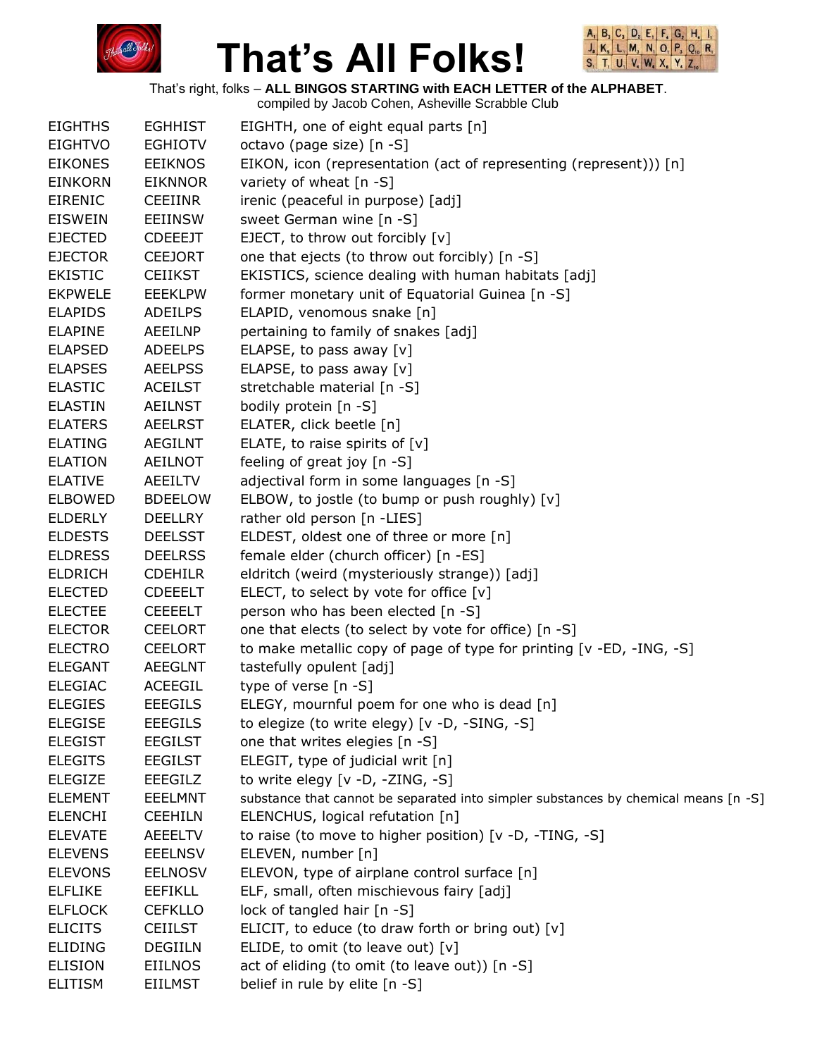# That's All Folks!

That's right, folks – **ALL BINGOS STARTING with EACH LETTER of the ALPHABET**.
compiled by Jacob Cohen, Asheville Scrabble Club

| | | |
|---|---|---|
| EIGHTHS | EGHHIST | EIGHTH, one of eight equal parts [n] |
| EIGHTVO | EGHIOTV | octavo (page size) [n -S] |
| EIKONES | EEIKNOS | EIKON, icon (representation (act of representing (represent))) [n] |
| EINKORN | EIKNNOR | variety of wheat [n -S] |
| EIRENIC | CEEIINR | irenic (peaceful in purpose) [adj] |
| EISWEIN | EEIINSW | sweet German wine [n -S] |
| EJECTED | CDEEEJT | EJECT, to throw out forcibly [v] |
| EJECTOR | CEEJORT | one that ejects (to throw out forcibly) [n -S] |
| EKISTIC | CEIIKST | EKISTICS, science dealing with human habitats [adj] |
| EKPWELE | EEEKLPW | former monetary unit of Equatorial Guinea [n -S] |
| ELAPIDS | ADEILPS | ELAPID, venomous snake [n] |
| ELAPINE | AEEILNP | pertaining to family of snakes [adj] |
| ELAPSED | ADEELPS | ELAPSE, to pass away [v] |
| ELAPSES | AEELPSS | ELAPSE, to pass away [v] |
| ELASTIC | ACEILST | stretchable material [n -S] |
| ELASTIN | AEILNST | bodily protein [n -S] |
| ELATERS | AEELRST | ELATER, click beetle [n] |
| ELATING | AEGILNT | ELATE, to raise spirits of [v] |
| ELATION | AEILNOT | feeling of great joy [n -S] |
| ELATIVE | AEEILTV | adjectival form in some languages [n -S] |
| ELBOWED | BDEELOW | ELBOW, to jostle (to bump or push roughly) [v] |
| ELDERLY | DEELLRY | rather old person [n -LIES] |
| ELDESTS | DEELSST | ELDEST, oldest one of three or more [n] |
| ELDRESS | DEELRSS | female elder (church officer) [n -ES] |
| ELDRICH | CDEHILR | eldritch (weird (mysteriously strange)) [adj] |
| ELECTED | CDEEELT | ELECT, to select by vote for office [v] |
| ELECTEE | CEEEELT | person who has been elected [n -S] |
| ELECTOR | CEELORT | one that elects (to select by vote for office) [n -S] |
| ELECTRO | CEELORT | to make metallic copy of page of type for printing [v -ED, -ING, -S] |
| ELEGANT | AEEGLNT | tastefully opulent [adj] |
| ELEGIAC | ACEEGIL | type of verse [n -S] |
| ELEGIES | EEEGILS | ELEGY, mournful poem for one who is dead [n] |
| ELEGISE | EEEGILS | to elegize (to write elegy) [v -D, -SING, -S] |
| ELEGIST | EEGILST | one that writes elegies [n -S] |
| ELEGITS | EEGILST | ELEGIT, type of judicial writ [n] |
| ELEGIZE | EEEGILZ | to write elegy [v -D, -ZING, -S] |
| ELEMENT | EEELMNT | substance that cannot be separated into simpler substances by chemical means [n -S] |
| ELENCHI | CEEHILN | ELENCHUS, logical refutation [n] |
| ELEVATE | AEEELTV | to raise (to move to higher position) [v -D, -TING, -S] |
| ELEVENS | EEELNSV | ELEVEN, number [n] |
| ELEVONS | EELNOSV | ELEVON, type of airplane control surface [n] |
| ELFLIKE | EEFIKLL | ELF, small, often mischievous fairy [adj] |
| ELFLOCK | CEFKLLO | lock of tangled hair [n -S] |
| ELICITS | CEIILST | ELICIT, to educe (to draw forth or bring out) [v] |
| ELIDING | DEGIILN | ELIDE, to omit (to leave out) [v] |
| ELISION | EIILNOS | act of eliding (to omit (to leave out)) [n -S] |
| ELITISM | EIILMST | belief in rule by elite [n -S] |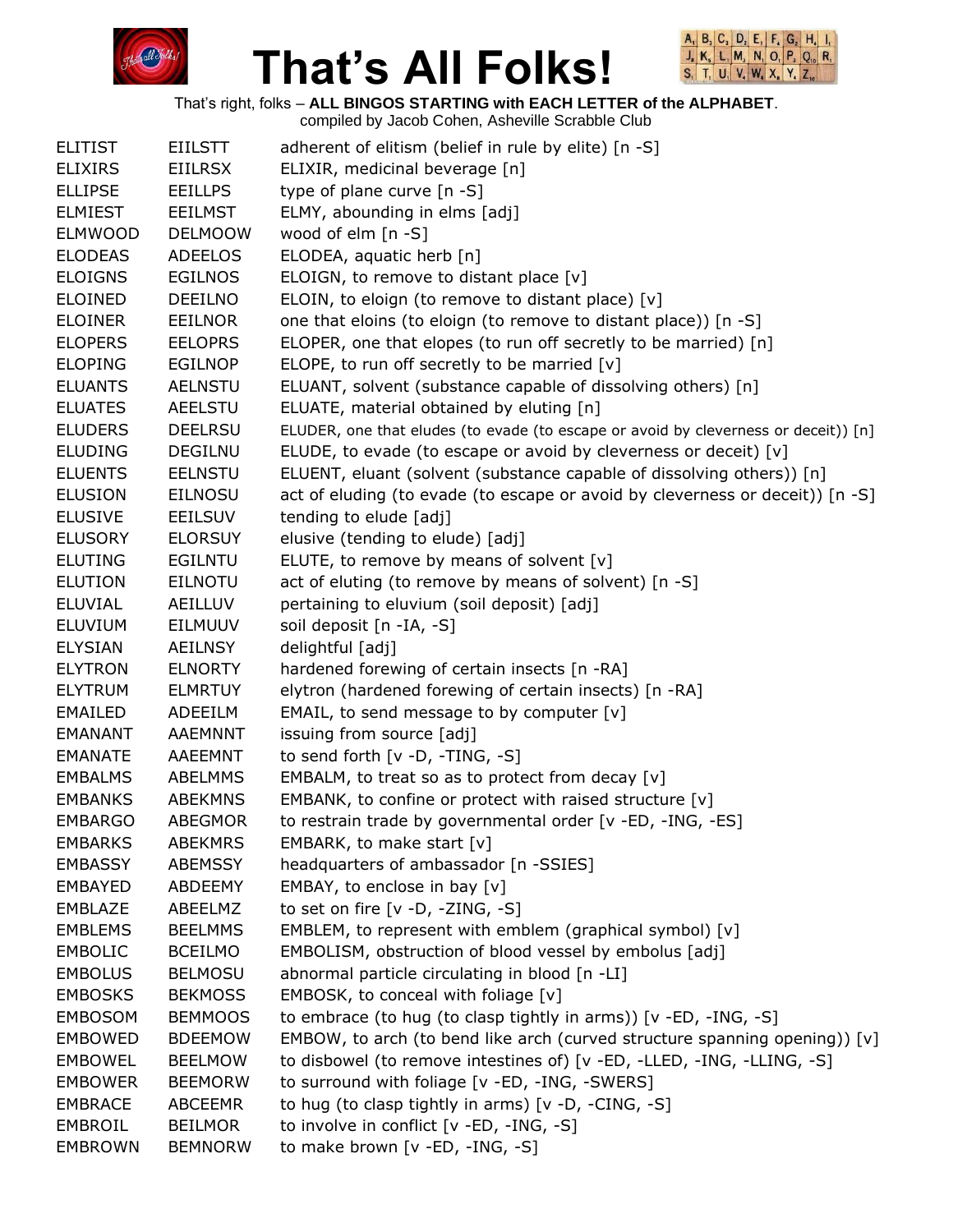# That's All Folks!

That's right, folks – **ALL BINGOS STARTING with EACH LETTER of the ALPHABET**.
compiled by Jacob Cohen, Asheville Scrabble Club

| | | |
|---|---|---|
| ELITIST | EIILSTT | adherent of elitism (belief in rule by elite) [n -S] |
| ELIXIRS | EIILRSX | ELIXIR, medicinal beverage [n] |
| ELLIPSE | EEILLPS | type of plane curve [n -S] |
| ELMIEST | EEILMST | ELMY, abounding in elms [adj] |
| ELMWOOD | DELMOOW | wood of elm [n -S] |
| ELODEAS | ADEELOS | ELODEA, aquatic herb [n] |
| ELOIGNS | EGILNOS | ELOIGN, to remove to distant place [v] |
| ELOINED | DEEILNO | ELOIN, to eloign (to remove to distant place) [v] |
| ELOINER | EEILNOR | one that eloins (to eloign (to remove to distant place)) [n -S] |
| ELOPERS | EELOPRS | ELOPER, one that elopes (to run off secretly to be married) [n] |
| ELOPING | EGILNOP | ELOPE, to run off secretly to be married [v] |
| ELUANTS | AELNSTU | ELUANT, solvent (substance capable of dissolving others) [n] |
| ELUATES | AEELSTU | ELUATE, material obtained by eluting [n] |
| ELUDERS | DEELRSU | ELUDER, one that eludes (to evade (to escape or avoid by cleverness or deceit)) [n] |
| ELUDING | DEGILNU | ELUDE, to evade (to escape or avoid by cleverness or deceit) [v] |
| ELUENTS | EELNSTU | ELUENT, eluant (solvent (substance capable of dissolving others)) [n] |
| ELUSION | EILNOSU | act of eluding (to evade (to escape or avoid by cleverness or deceit)) [n -S] |
| ELUSIVE | EEILSUV | tending to elude [adj] |
| ELUSORY | ELORSUY | elusive (tending to elude) [adj] |
| ELUTING | EGILNTU | ELUTE, to remove by means of solvent [v] |
| ELUTION | EILNOTU | act of eluting (to remove by means of solvent) [n -S] |
| ELUVIAL | AEILLUV | pertaining to eluvium (soil deposit) [adj] |
| ELUVIUM | EILMUUV | soil deposit [n -IA, -S] |
| ELYSIAN | AEILNSY | delightful [adj] |
| ELYTRON | ELNORTY | hardened forewing of certain insects [n -RA] |
| ELYTRUM | ELMRTUY | elytron (hardened forewing of certain insects) [n -RA] |
| EMAILED | ADEEILM | EMAIL, to send message to by computer [v] |
| EMANANT | AAEMNNT | issuing from source [adj] |
| EMANATE | AAEEMNT | to send forth [v -D, -TING, -S] |
| EMBALMS | ABELMMS | EMBALM, to treat so as to protect from decay [v] |
| EMBANKS | ABEKMNS | EMBANK, to confine or protect with raised structure [v] |
| EMBARGO | ABEGMOR | to restrain trade by governmental order [v -ED, -ING, -ES] |
| EMBARKS | ABEKMRS | EMBARK, to make start [v] |
| EMBASSY | ABEMSSY | headquarters of ambassador [n -SSIES] |
| EMBAYED | ABDEEMY | EMBAY, to enclose in bay [v] |
| EMBLAZE | ABEELMZ | to set on fire [v -D, -ZING, -S] |
| EMBLEMS | BEELMMS | EMBLEM, to represent with emblem (graphical symbol) [v] |
| EMBOLIC | BCEILMO | EMBOLISM, obstruction of blood vessel by embolus [adj] |
| EMBOLUS | BELMOSU | abnormal particle circulating in blood [n -LI] |
| EMBOSKS | BEKMOSS | EMBOSK, to conceal with foliage [v] |
| EMBOSOM | BEMMOOS | to embrace (to hug (to clasp tightly in arms)) [v -ED, -ING, -S] |
| EMBOWED | BDEEMOW | EMBOW, to arch (to bend like arch (curved structure spanning opening)) [v] |
| EMBOWEL | BEELMOW | to disbowel (to remove intestines of) [v -ED, -LLED, -ING, -LLING, -S] |
| EMBOWER | BEEMORW | to surround with foliage [v -ED, -ING, -SWERS] |
| EMBRACE | ABCEEMR | to hug (to clasp tightly in arms) [v -D, -CING, -S] |
| EMBROIL | BEILMOR | to involve in conflict [v -ED, -ING, -S] |
| EMBROWN | BEMNORW | to make brown [v -ED, -ING, -S] |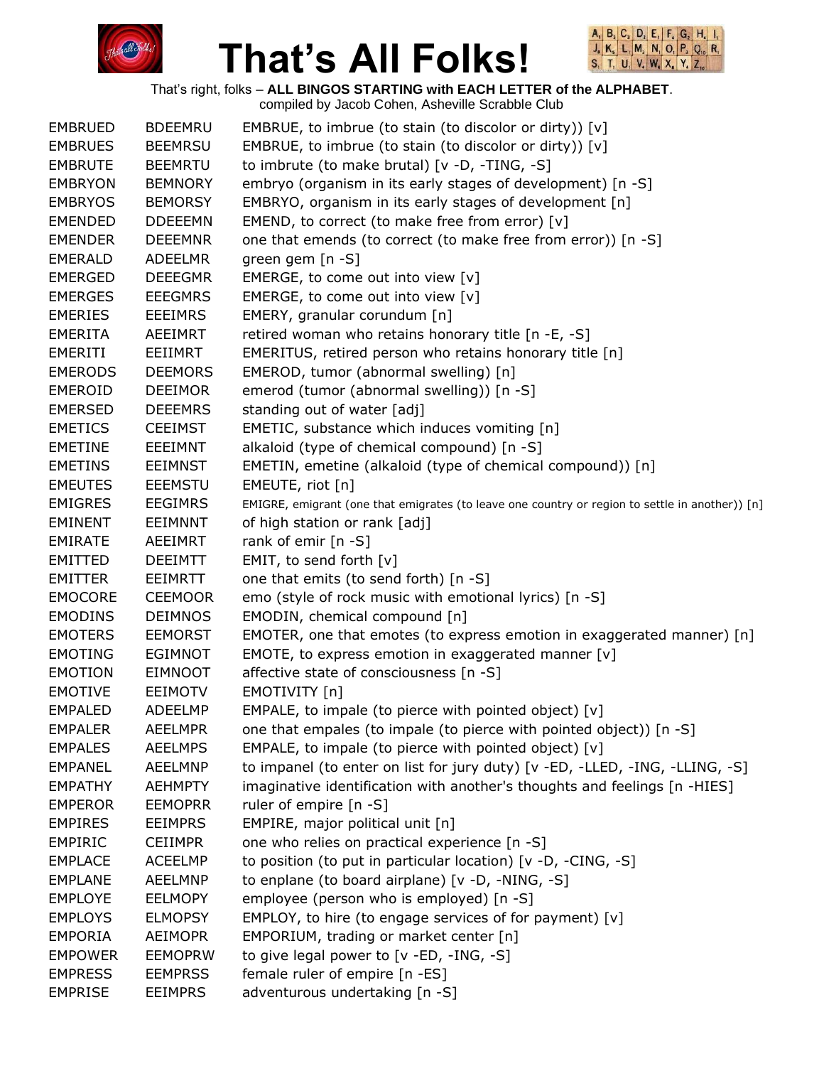# That's All Folks!

That's right, folks – **ALL BINGOS STARTING with EACH LETTER of the ALPHABET**.
compiled by Jacob Cohen, Asheville Scrabble Club

| | | |
|---|---|---|
| EMBRUED | BDEEMRU | EMBRUE, to imbrue (to stain (to discolor or dirty)) [v] |
| EMBRUES | BEEMRSU | EMBRUE, to imbrue (to stain (to discolor or dirty)) [v] |
| EMBRUTE | BEEMRTU | to imbrute (to make brutal) [v -D, -TING, -S] |
| EMBRYON | BEMNORY | embryo (organism in its early stages of development) [n -S] |
| EMBRYOS | BEMORSY | EMBRYO, organism in its early stages of development [n] |
| EMENDED | DDEEEMN | EMEND, to correct (to make free from error) [v] |
| EMENDER | DEEEMNR | one that emends (to correct (to make free from error)) [n -S] |
| EMERALD | ADEELMR | green gem [n -S] |
| EMERGED | DEEEGMR | EMERGE, to come out into view [v] |
| EMERGES | EEEGMRS | EMERGE, to come out into view [v] |
| EMERIES | EEEIMRS | EMERY, granular corundum [n] |
| EMERITA | AEEIMRT | retired woman who retains honorary title [n -E, -S] |
| EMERITI | EEIIMRT | EMERITUS, retired person who retains honorary title [n] |
| EMERODS | DEEMORS | EMEROD, tumor (abnormal swelling) [n] |
| EMEROID | DEEIMOR | emerod (tumor (abnormal swelling)) [n -S] |
| EMERSED | DEEEMRS | standing out of water [adj] |
| EMETICS | CEEIMST | EMETIC, substance which induces vomiting [n] |
| EMETINE | EEEIMNT | alkaloid (type of chemical compound) [n -S] |
| EMETINS | EEIMNST | EMETIN, emetine (alkaloid (type of chemical compound)) [n] |
| EMEUTES | EEEMSTU | EMEUTE, riot [n] |
| EMIGRES | EEGIMRS | EMIGRE, emigrant (one that emigrates (to leave one country or region to settle in another)) [n] |
| EMINENT | EEIMNNT | of high station or rank [adj] |
| EMIRATE | AEEIMRT | rank of emir [n -S] |
| EMITTED | DEEIMTT | EMIT, to send forth [v] |
| EMITTER | EEIMRTT | one that emits (to send forth) [n -S] |
| EMOCORE | CEEMOOR | emo (style of rock music with emotional lyrics) [n -S] |
| EMODINS | DEIMNOS | EMODIN, chemical compound [n] |
| EMOTERS | EEMORST | EMOTER, one that emotes (to express emotion in exaggerated manner) [n] |
| EMOTING | EGIMNOT | EMOTE, to express emotion in exaggerated manner [v] |
| EMOTION | EIMNOOT | affective state of consciousness [n -S] |
| EMOTIVE | EEIMOTV | EMOTIVITY [n] |
| EMPALED | ADEELMP | EMPALE, to impale (to pierce with pointed object) [v] |
| EMPALER | AEELMPR | one that empales (to impale (to pierce with pointed object)) [n -S] |
| EMPALES | AEELMPS | EMPALE, to impale (to pierce with pointed object) [v] |
| EMPANEL | AEELMNP | to impanel (to enter on list for jury duty) [v -ED, -LLED, -ING, -LLING, -S] |
| EMPATHY | AEHMPTY | imaginative identification with another's thoughts and feelings [n -HIES] |
| EMPEROR | EEMOPRR | ruler of empire [n -S] |
| EMPIRES | EEIMPRS | EMPIRE, major political unit [n] |
| EMPIRIC | CEIIMPR | one who relies on practical experience [n -S] |
| EMPLACE | ACEELMP | to position (to put in particular location) [v -D, -CING, -S] |
| EMPLANE | AEELMNP | to enplane (to board airplane) [v -D, -NING, -S] |
| EMPLOYE | EELMOPY | employee (person who is employed) [n -S] |
| EMPLOYS | ELMOPSY | EMPLOY, to hire (to engage services of for payment) [v] |
| EMPORIA | AEIMOPR | EMPORIUM, trading or market center [n] |
| EMPOWER | EEMOPRW | to give legal power to [v -ED, -ING, -S] |
| EMPRESS | EEMPRSS | female ruler of empire [n -ES] |
| EMPRISE | EEIMPRS | adventurous undertaking [n -S] |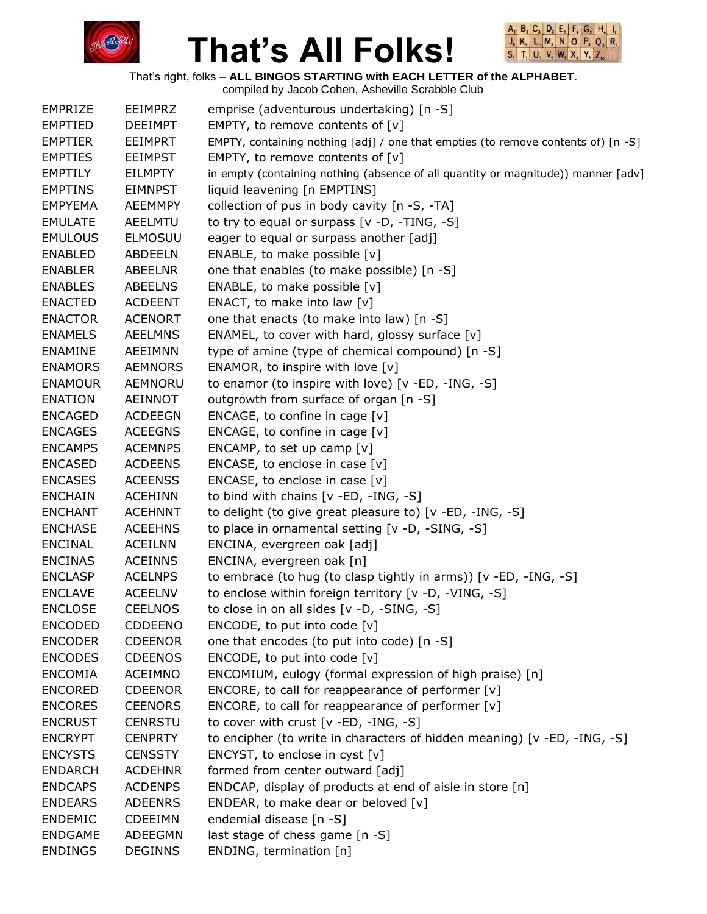# That's All Folks!

That's right, folks – **ALL BINGOS STARTING with EACH LETTER of the ALPHABET**.
compiled by Jacob Cohen, Asheville Scrabble Club

| | | |
|---|---|---|
| EMPRIZE | EEIMPRZ | emprise (adventurous undertaking) [n -S] |
| EMPTIED | DEEIMPT | EMPTY, to remove contents of [v] |
| EMPTIER | EEIMPRT | EMPTY, containing nothing [adj] / one that empties (to remove contents of) [n -S] |
| EMPTIES | EEIMPST | EMPTY, to remove contents of [v] |
| EMPTILY | EILMPTY | in empty (containing nothing (absence of all quantity or magnitude)) manner [adv] |
| EMPTINS | EIMNPST | liquid leavening [n EMPTINS] |
| EMPYEMA | AEEMMPY | collection of pus in body cavity [n -S, -TA] |
| EMULATE | AEELMTU | to try to equal or surpass [v -D, -TING, -S] |
| EMULOUS | ELMOSUU | eager to equal or surpass another [adj] |
| ENABLED | ABDEELN | ENABLE, to make possible [v] |
| ENABLER | ABEELNR | one that enables (to make possible) [n -S] |
| ENABLES | ABEELNS | ENABLE, to make possible [v] |
| ENACTED | ACDEENT | ENACT, to make into law [v] |
| ENACTOR | ACENORT | one that enacts (to make into law) [n -S] |
| ENAMELS | AEELMNS | ENAMEL, to cover with hard, glossy surface [v] |
| ENAMINE | AEEIMNN | type of amine (type of chemical compound) [n -S] |
| ENAMORS | AEMNORS | ENAMOR, to inspire with love [v] |
| ENAMOUR | AEMNORU | to enamor (to inspire with love) [v -ED, -ING, -S] |
| ENATION | AEINNOT | outgrowth from surface of organ [n -S] |
| ENCAGED | ACDEEGN | ENCAGE, to confine in cage [v] |
| ENCAGES | ACEEGNS | ENCAGE, to confine in cage [v] |
| ENCAMPS | ACEMNPS | ENCAMP, to set up camp [v] |
| ENCASED | ACDEENS | ENCASE, to enclose in case [v] |
| ENCASES | ACEENSS | ENCASE, to enclose in case [v] |
| ENCHAIN | ACEHINN | to bind with chains [v -ED, -ING, -S] |
| ENCHANT | ACEHNNT | to delight (to give great pleasure to) [v -ED, -ING, -S] |
| ENCHASE | ACEEHNS | to place in ornamental setting [v -D, -SING, -S] |
| ENCINAL | ACEILNN | ENCINA, evergreen oak [adj] |
| ENCINAS | ACEINNS | ENCINA, evergreen oak [n] |
| ENCLASP | ACELNPS | to embrace (to hug (to clasp tightly in arms)) [v -ED, -ING, -S] |
| ENCLAVE | ACEELNV | to enclose within foreign territory [v -D, -VING, -S] |
| ENCLOSE | CEELNOS | to close in on all sides [v -D, -SING, -S] |
| ENCODED | CDDEENO | ENCODE, to put into code [v] |
| ENCODER | CDEENOR | one that encodes (to put into code) [n -S] |
| ENCODES | CDEENOS | ENCODE, to put into code [v] |
| ENCOMIA | ACEIMNO | ENCOMIUM, eulogy (formal expression of high praise) [n] |
| ENCORED | CDEENOR | ENCORE, to call for reappearance of performer [v] |
| ENCORES | CEENORS | ENCORE, to call for reappearance of performer [v] |
| ENCRUST | CENRSTU | to cover with crust [v -ED, -ING, -S] |
| ENCRYPT | CENPRTY | to encipher (to write in characters of hidden meaning) [v -ED, -ING, -S] |
| ENCYSTS | CENSSTY | ENCYST, to enclose in cyst [v] |
| ENDARCH | ACDEHNR | formed from center outward [adj] |
| ENDCAPS | ACDENPS | ENDCAP, display of products at end of aisle in store [n] |
| ENDEARS | ADEENRS | ENDEAR, to make dear or beloved [v] |
| ENDEMIC | CDEEIMN | endemial disease [n -S] |
| ENDGAME | ADEEGMN | last stage of chess game [n -S] |
| ENDINGS | DEGINNS | ENDING, termination [n] |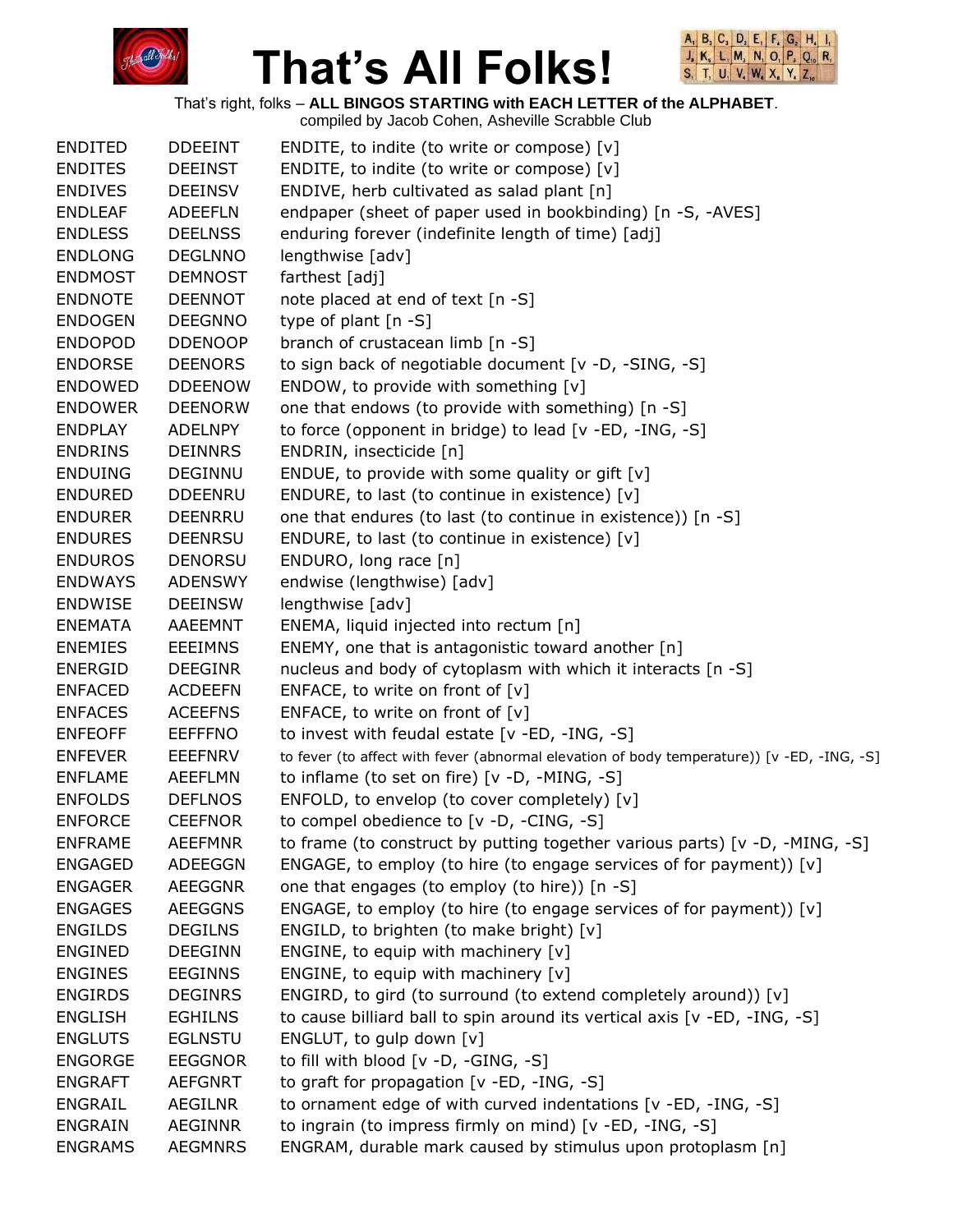# That's All Folks!

That's right, folks – **ALL BINGOS STARTING with EACH LETTER of the ALPHABET**.
compiled by Jacob Cohen, Asheville Scrabble Club

| | | |
|---|---|---|
| ENDITED | DDEEINT | ENDITE, to indite (to write or compose) [v] |
| ENDITES | DEEINST | ENDITE, to indite (to write or compose) [v] |
| ENDIVES | DEEINSV | ENDIVE, herb cultivated as salad plant [n] |
| ENDLEAF | ADEEFLN | endpaper (sheet of paper used in bookbinding) [n -S, -AVES] |
| ENDLESS | DEELNSS | enduring forever (indefinite length of time) [adj] |
| ENDLONG | DEGLNNO | lengthwise [adv] |
| ENDMOST | DEMNOST | farthest [adj] |
| ENDNOTE | DEENNOT | note placed at end of text [n -S] |
| ENDOGEN | DEEGNNO | type of plant [n -S] |
| ENDOPOD | DDENOOP | branch of crustacean limb [n -S] |
| ENDORSE | DEENORS | to sign back of negotiable document [v -D, -SING, -S] |
| ENDOWED | DDEENOW | ENDOW, to provide with something [v] |
| ENDOWER | DEENORW | one that endows (to provide with something) [n -S] |
| ENDPLAY | ADELNPY | to force (opponent in bridge) to lead [v -ED, -ING, -S] |
| ENDRINS | DEINNRS | ENDRIN, insecticide [n] |
| ENDUING | DEGINNU | ENDUE, to provide with some quality or gift [v] |
| ENDURED | DDEENRU | ENDURE, to last (to continue in existence) [v] |
| ENDURER | DEENRRU | one that endures (to last (to continue in existence)) [n -S] |
| ENDURES | DEENRSU | ENDURE, to last (to continue in existence) [v] |
| ENDUROS | DENORSU | ENDURO, long race [n] |
| ENDWAYS | ADENSWY | endwise (lengthwise) [adv] |
| ENDWISE | DEEINSW | lengthwise [adv] |
| ENEMATA | AAEEMNT | ENEMA, liquid injected into rectum [n] |
| ENEMIES | EEEIMNS | ENEMY, one that is antagonistic toward another [n] |
| ENERGID | DEEGINR | nucleus and body of cytoplasm with which it interacts [n -S] |
| ENFACED | ACDEEFN | ENFACE, to write on front of [v] |
| ENFACES | ACEEFNS | ENFACE, to write on front of [v] |
| ENFEOFF | EEFFFNO | to invest with feudal estate [v -ED, -ING, -S] |
| ENFEVER | EEEFNRV | to fever (to affect with fever (abnormal elevation of body temperature)) [v -ED, -ING, -S] |
| ENFLAME | AEEFLMN | to inflame (to set on fire) [v -D, -MING, -S] |
| ENFOLDS | DEFLNOS | ENFOLD, to envelop (to cover completely) [v] |
| ENFORCE | CEEFNOR | to compel obedience to [v -D, -CING, -S] |
| ENFRAME | AEEFMNR | to frame (to construct by putting together various parts) [v -D, -MING, -S] |
| ENGAGED | ADEEGGN | ENGAGE, to employ (to hire (to engage services of for payment)) [v] |
| ENGAGER | AEEGGNR | one that engages (to employ (to hire)) [n -S] |
| ENGAGES | AEEGGNS | ENGAGE, to employ (to hire (to engage services of for payment)) [v] |
| ENGILDS | DEGILNS | ENGILD, to brighten (to make bright) [v] |
| ENGINED | DEEGINN | ENGINE, to equip with machinery [v] |
| ENGINES | EEGINNS | ENGINE, to equip with machinery [v] |
| ENGIRDS | DEGINRS | ENGIRD, to gird (to surround (to extend completely around)) [v] |
| ENGLISH | EGHILNS | to cause billiard ball to spin around its vertical axis [v -ED, -ING, -S] |
| ENGLUTS | EGLNSTU | ENGLUT, to gulp down [v] |
| ENGORGE | EEGGNOR | to fill with blood [v -D, -GING, -S] |
| ENGRAFT | AEFGNRT | to graft for propagation [v -ED, -ING, -S] |
| ENGRAIL | AEGILNR | to ornament edge of with curved indentations [v -ED, -ING, -S] |
| ENGRAIN | AEGINNR | to ingrain (to impress firmly on mind) [v -ED, -ING, -S] |
| ENGRAMS | AEGMNRS | ENGRAM, durable mark caused by stimulus upon protoplasm [n] |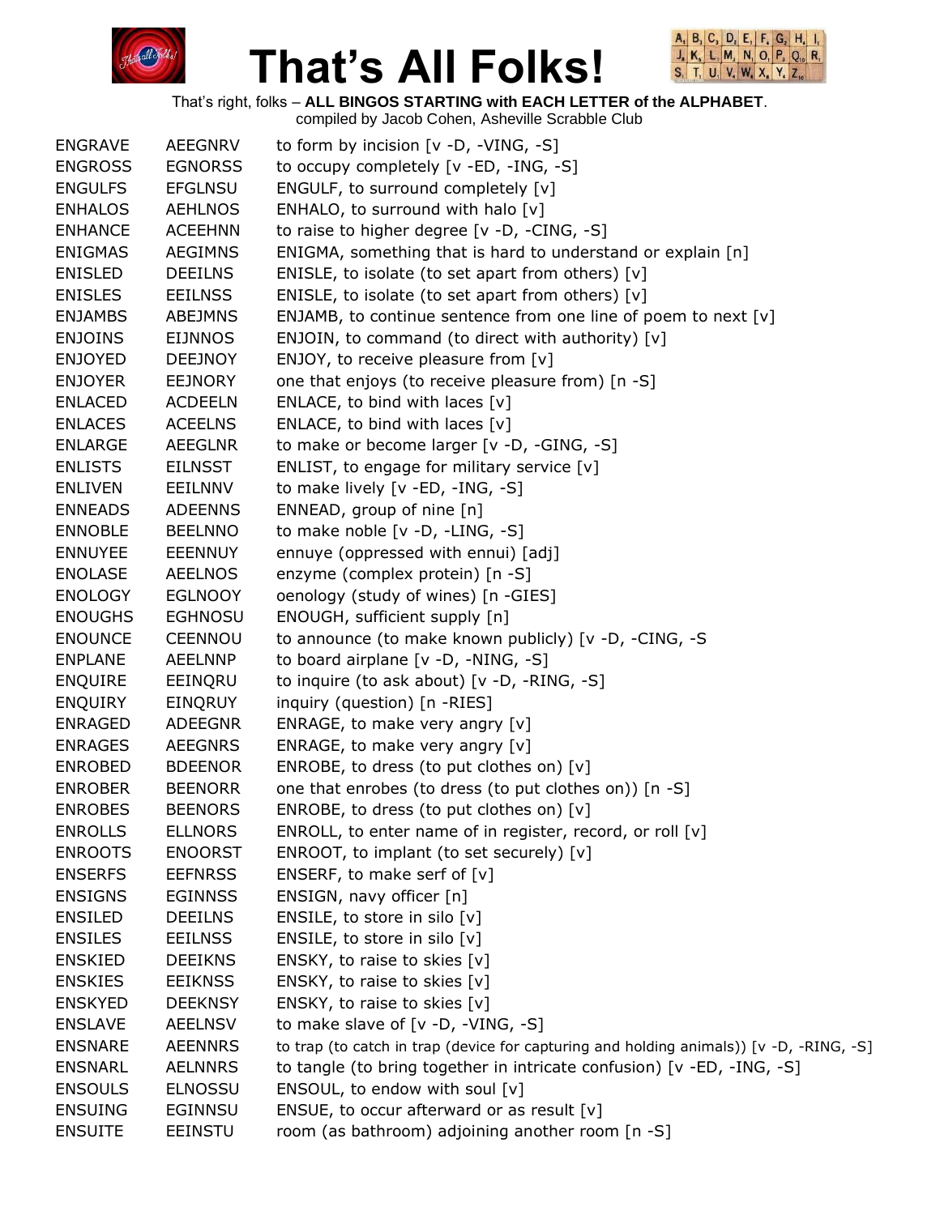# That's All Folks!

That's right, folks – **ALL BINGOS STARTING with EACH LETTER of the ALPHABET**.
compiled by Jacob Cohen, Asheville Scrabble Club

| | | |
|---|---|---|
| ENGRAVE | AEEGNRV | to form by incision [v -D, -VING, -S] |
| ENGROSS | EGNORSS | to occupy completely [v -ED, -ING, -S] |
| ENGULFS | EFGLNSU | ENGULF, to surround completely [v] |
| ENHALOS | AEHLNOS | ENHALO, to surround with halo [v] |
| ENHANCE | ACEEHNN | to raise to higher degree [v -D, -CING, -S] |
| ENIGMAS | AEGIMNS | ENIGMA, something that is hard to understand or explain [n] |
| ENISLED | DEEILNS | ENISLE, to isolate (to set apart from others) [v] |
| ENISLES | EEILNSS | ENISLE, to isolate (to set apart from others) [v] |
| ENJAMBS | ABEJMNS | ENJAMB, to continue sentence from one line of poem to next [v] |
| ENJOINS | EIJNNOS | ENJOIN, to command (to direct with authority) [v] |
| ENJOYED | DEEJNOY | ENJOY, to receive pleasure from [v] |
| ENJOYER | EEJNORY | one that enjoys (to receive pleasure from) [n -S] |
| ENLACED | ACDEELN | ENLACE, to bind with laces [v] |
| ENLACES | ACEELNS | ENLACE, to bind with laces [v] |
| ENLARGE | AEEGLNR | to make or become larger [v -D, -GING, -S] |
| ENLISTS | EILNSST | ENLIST, to engage for military service [v] |
| ENLIVEN | EEILNNV | to make lively [v -ED, -ING, -S] |
| ENNEADS | ADEENNS | ENNEAD, group of nine [n] |
| ENNOBLE | BEELNNO | to make noble [v -D, -LING, -S] |
| ENNUYEE | EEENNUY | ennuye (oppressed with ennui) [adj] |
| ENOLASE | AEELNOS | enzyme (complex protein) [n -S] |
| ENOLOGY | EGLNOOY | oenology (study of wines) [n -GIES] |
| ENOUGHS | EGHNOSU | ENOUGH, sufficient supply [n] |
| ENOUNCE | CEENNOU | to announce (to make known publicly) [v -D, -CING, -S |
| ENPLANE | AEELNNP | to board airplane [v -D, -NING, -S] |
| ENQUIRE | EEINQRU | to inquire (to ask about) [v -D, -RING, -S] |
| ENQUIRY | EINQRUY | inquiry (question) [n -RIES] |
| ENRAGED | ADEEGNR | ENRAGE, to make very angry [v] |
| ENRAGES | AEEGNRS | ENRAGE, to make very angry [v] |
| ENROBED | BDEENOR | ENROBE, to dress (to put clothes on) [v] |
| ENROBER | BEENORR | one that enrobes (to dress (to put clothes on)) [n -S] |
| ENROBES | BEENORS | ENROBE, to dress (to put clothes on) [v] |
| ENROLLS | ELLNORS | ENROLL, to enter name of in register, record, or roll [v] |
| ENROOTS | ENOORST | ENROOT, to implant (to set securely) [v] |
| ENSERFS | EEFNRSS | ENSERF, to make serf of [v] |
| ENSIGNS | EGINNSS | ENSIGN, navy officer [n] |
| ENSILED | DEEILNS | ENSILE, to store in silo [v] |
| ENSILES | EEILNSS | ENSILE, to store in silo [v] |
| ENSKIED | DEEIKNS | ENSKY, to raise to skies [v] |
| ENSKIES | EEIKNSS | ENSKY, to raise to skies [v] |
| ENSKYED | DEEKNSY | ENSKY, to raise to skies [v] |
| ENSLAVE | AEELNSV | to make slave of [v -D, -VING, -S] |
| ENSNARE | AEENNRS | to trap (to catch in trap (device for capturing and holding animals)) [v -D, -RING, -S] |
| ENSNARL | AELNNRS | to tangle (to bring together in intricate confusion) [v -ED, -ING, -S] |
| ENSOULS | ELNOSSU | ENSOUL, to endow with soul [v] |
| ENSUING | EGINNSU | ENSUE, to occur afterward or as result [v] |
| ENSUITE | EEINSTU | room (as bathroom) adjoining another room [n -S] |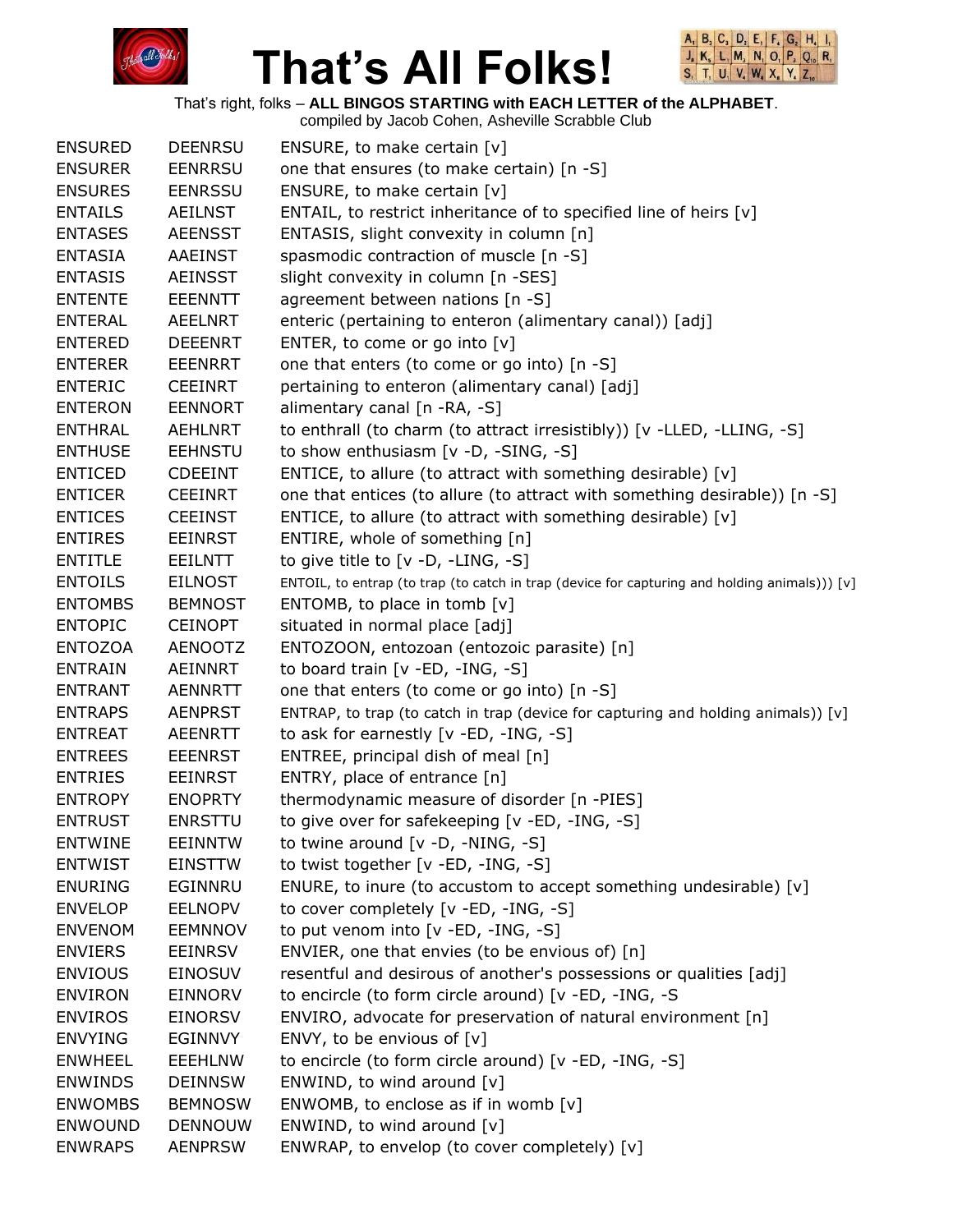# That's All Folks!

That's right, folks – **ALL BINGOS STARTING with EACH LETTER of the ALPHABET**.
compiled by Jacob Cohen, Asheville Scrabble Club

| | | |
|---|---|---|
| ENSURED | DEENRSU | ENSURE, to make certain [v] |
| ENSURER | EENRRSU | one that ensures (to make certain) [n -S] |
| ENSURES | EENRSSU | ENSURE, to make certain [v] |
| ENTAILS | AEILNST | ENTAIL, to restrict inheritance of to specified line of heirs [v] |
| ENTASES | AEENSST | ENTASIS, slight convexity in column [n] |
| ENTASIA | AAEINST | spasmodic contraction of muscle [n -S] |
| ENTASIS | AEINSST | slight convexity in column [n -SES] |
| ENTENTE | EEENNTT | agreement between nations [n -S] |
| ENTERAL | AEELNRT | enteric (pertaining to enteron (alimentary canal)) [adj] |
| ENTERED | DEEENRT | ENTER, to come or go into [v] |
| ENTERER | EEENRRT | one that enters (to come or go into) [n -S] |
| ENTERIC | CEEINRT | pertaining to enteron (alimentary canal) [adj] |
| ENTERON | EENNORT | alimentary canal [n -RA, -S] |
| ENTHRAL | AEHLNRT | to enthrall (to charm (to attract irresistibly)) [v -LLED, -LLING, -S] |
| ENTHUSE | EEHNSTU | to show enthusiasm [v -D, -SING, -S] |
| ENTICED | CDEEINT | ENTICE, to allure (to attract with something desirable) [v] |
| ENTICER | CEEINRT | one that entices (to allure (to attract with something desirable)) [n -S] |
| ENTICES | CEEINST | ENTICE, to allure (to attract with something desirable) [v] |
| ENTIRES | EEINRST | ENTIRE, whole of something [n] |
| ENTITLE | EEILNTT | to give title to [v -D, -LING, -S] |
| ENTOILS | EILNOST | ENTOIL, to entrap (to trap (to catch in trap (device for capturing and holding animals))) [v] |
| ENTOMBS | BEMNOST | ENTOMB, to place in tomb [v] |
| ENTOPIC | CEINOPT | situated in normal place [adj] |
| ENTOZOA | AENOOTZ | ENTOZOON, entozoan (entozoic parasite) [n] |
| ENTRAIN | AEINNRT | to board train [v -ED, -ING, -S] |
| ENTRANT | AENNRTT | one that enters (to come or go into) [n -S] |
| ENTRAPS | AENPRST | ENTRAP, to trap (to catch in trap (device for capturing and holding animals)) [v] |
| ENTREAT | AEENRTT | to ask for earnestly [v -ED, -ING, -S] |
| ENTREES | EEENRST | ENTREE, principal dish of meal [n] |
| ENTRIES | EEINRST | ENTRY, place of entrance [n] |
| ENTROPY | ENOPRTY | thermodynamic measure of disorder [n -PIES] |
| ENTRUST | ENRSTTU | to give over for safekeeping [v -ED, -ING, -S] |
| ENTWINE | EEINNTW | to twine around [v -D, -NING, -S] |
| ENTWIST | EINSTTW | to twist together [v -ED, -ING, -S] |
| ENURING | EGINNRU | ENURE, to inure (to accustom to accept something undesirable) [v] |
| ENVELOP | EELNOPV | to cover completely [v -ED, -ING, -S] |
| ENVENOM | EEMNNOV | to put venom into [v -ED, -ING, -S] |
| ENVIERS | EEINRSV | ENVIER, one that envies (to be envious of) [n] |
| ENVIOUS | EINOSUV | resentful and desirous of another's possessions or qualities [adj] |
| ENVIRON | EINNORV | to encircle (to form circle around) [v -ED, -ING, -S |
| ENVIROS | EINORSV | ENVIRO, advocate for preservation of natural environment [n] |
| ENVYING | EGINNVY | ENVY, to be envious of [v] |
| ENWHEEL | EEEHLNW | to encircle (to form circle around) [v -ED, -ING, -S] |
| ENWINDS | DEINNSW | ENWIND, to wind around [v] |
| ENWOMBS | BEMNOSW | ENWOMB, to enclose as if in womb [v] |
| ENWOUND | DENNOUW | ENWIND, to wind around [v] |
| ENWRAPS | AENPRSW | ENWRAP, to envelop (to cover completely) [v] |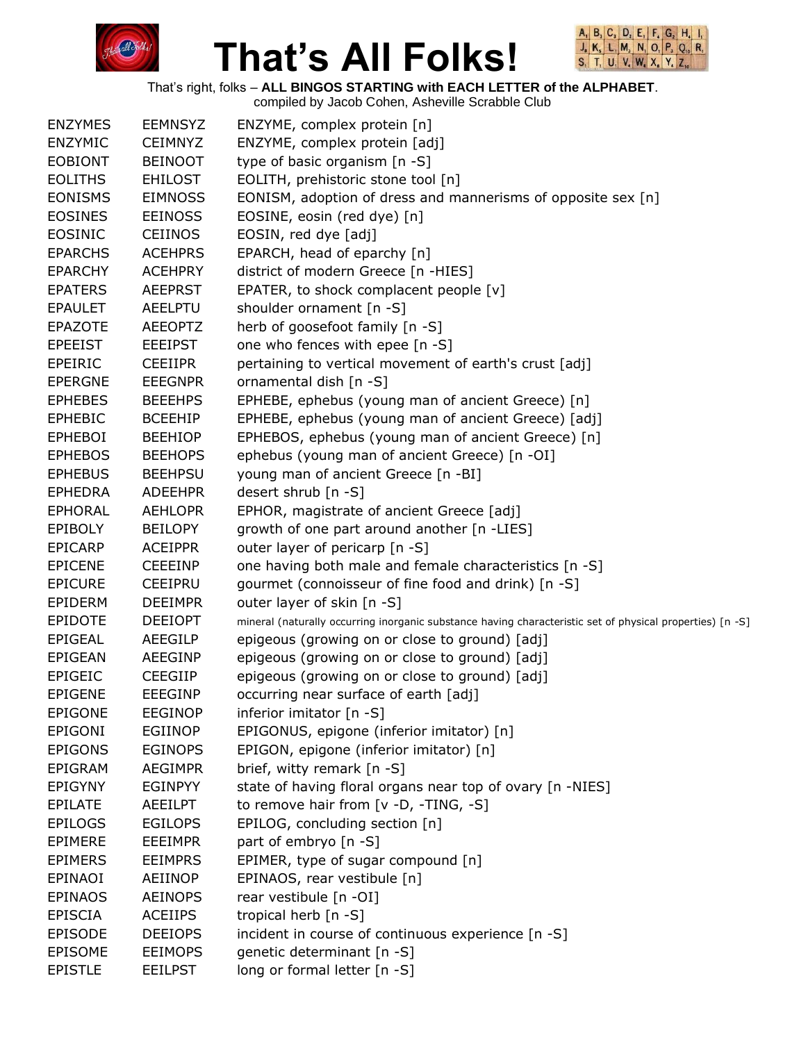# That's All Folks!

That's right, folks – **ALL BINGOS STARTING with EACH LETTER of the ALPHABET**.
compiled by Jacob Cohen, Asheville Scrabble Club

| | | |
|---|---|---|
| ENZYMES | EEMNSYZ | ENZYME, complex protein [n] |
| ENZYMIC | CEIMNYZ | ENZYME, complex protein [adj] |
| EOBIONT | BEINOOT | type of basic organism [n -S] |
| EOLITHS | EHILOST | EOLITH, prehistoric stone tool [n] |
| EONISMS | EIMNOSS | EONISM, adoption of dress and mannerisms of opposite sex [n] |
| EOSINES | EEINOSS | EOSINE, eosin (red dye) [n] |
| EOSINIC | CEIINOS | EOSIN, red dye [adj] |
| EPARCHS | ACEHPRS | EPARCH, head of eparchy [n] |
| EPARCHY | ACEHPRY | district of modern Greece [n -HIES] |
| EPATERS | AEEPRST | EPATER, to shock complacent people [v] |
| EPAULET | AEELPTU | shoulder ornament [n -S] |
| EPAZOTE | AEEOPTZ | herb of goosefoot family [n -S] |
| EPEEIST | EEEIPST | one who fences with epee [n -S] |
| EPEIRIC | CEEIIPR | pertaining to vertical movement of earth's crust [adj] |
| EPERGNE | EEEGNPR | ornamental dish [n -S] |
| EPHEBES | BEEEHPS | EPHEBE, ephebus (young man of ancient Greece) [n] |
| EPHEBIC | BCEEHIP | EPHEBE, ephebus (young man of ancient Greece) [adj] |
| EPHEBOI | BEEHIOP | EPHEBOS, ephebus (young man of ancient Greece) [n] |
| EPHEBOS | BEEHOPS | ephebus (young man of ancient Greece) [n -OI] |
| EPHEBUS | BEEHPSU | young man of ancient Greece [n -BI] |
| EPHEDRA | ADEEHPR | desert shrub [n -S] |
| EPHORAL | AEHLOPR | EPHOR, magistrate of ancient Greece [adj] |
| EPIBOLY | BEILOPY | growth of one part around another [n -LIES] |
| EPICARP | ACEIPPR | outer layer of pericarp [n -S] |
| EPICENE | CEEEINP | one having both male and female characteristics [n -S] |
| EPICURE | CEEIPRU | gourmet (connoisseur of fine food and drink) [n -S] |
| EPIDERM | DEEIMPR | outer layer of skin [n -S] |
| EPIDOTE | DEEIOPT | mineral (naturally occurring inorganic substance having characteristic set of physical properties) [n -S] |
| EPIGEAL | AEEGILP | epigeous (growing on or close to ground) [adj] |
| EPIGEAN | AEEGINP | epigeous (growing on or close to ground) [adj] |
| EPIGEIC | CEEGIIP | epigeous (growing on or close to ground) [adj] |
| EPIGENE | EEEGINP | occurring near surface of earth [adj] |
| EPIGONE | EEGINOP | inferior imitator [n -S] |
| EPIGONI | EGIINOP | EPIGONUS, epigone (inferior imitator) [n] |
| EPIGONS | EGINOPS | EPIGON, epigone (inferior imitator) [n] |
| EPIGRAM | AEGIMPR | brief, witty remark [n -S] |
| EPIGYNY | EGINPYY | state of having floral organs near top of ovary [n -NIES] |
| EPILATE | AEEILPT | to remove hair from [v -D, -TING, -S] |
| EPILOGS | EGILOPS | EPILOG, concluding section [n] |
| EPIMERE | EEEIMPR | part of embryo [n -S] |
| EPIMERS | EEIMPRS | EPIMER, type of sugar compound [n] |
| EPINAOI | AEIINOP | EPINAOS, rear vestibule [n] |
| EPINAOS | AEINOPS | rear vestibule [n -OI] |
| EPISCIA | ACEIIPS | tropical herb [n -S] |
| EPISODE | DEEIOPS | incident in course of continuous experience [n -S] |
| EPISOME | EEIMOPS | genetic determinant [n -S] |
| EPISTLE | EEILPST | long or formal letter [n -S] |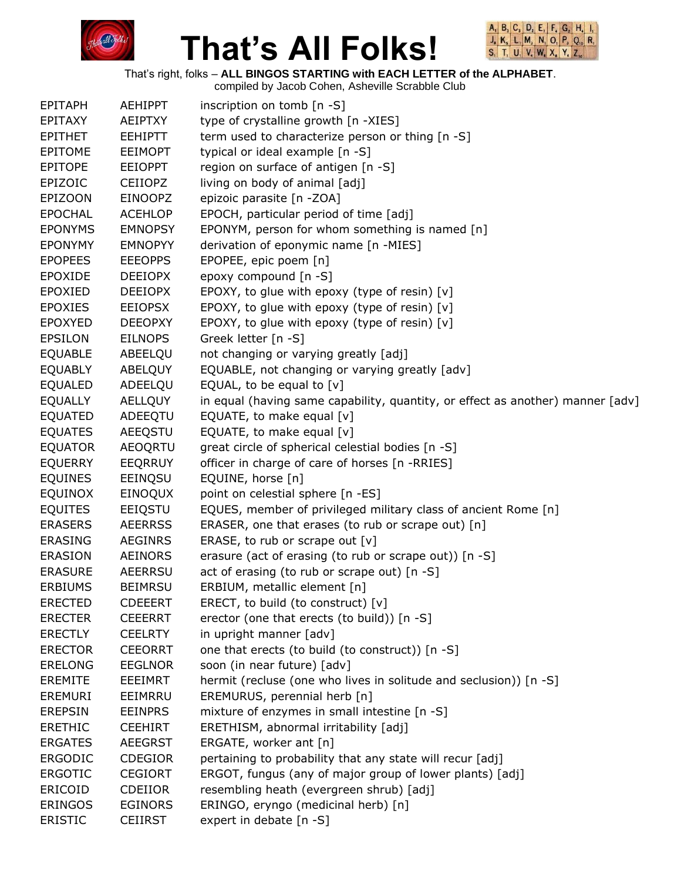# That's All Folks!

That's right, folks – **ALL BINGOS STARTING with EACH LETTER of the ALPHABET**.
compiled by Jacob Cohen, Asheville Scrabble Club

| | | |
|---|---|---|
| EPITAPH | AEHIPPT | inscription on tomb [n -S] |
| EPITAXY | AEIPTXY | type of crystalline growth [n -XIES] |
| EPITHET | EEHIPTT | term used to characterize person or thing [n -S] |
| EPITOME | EEIMOPT | typical or ideal example [n -S] |
| EPITOPE | EEIOPPT | region on surface of antigen [n -S] |
| EPIZOIC | CEIIOPZ | living on body of animal [adj] |
| EPIZOON | EINOOPZ | epizoic parasite [n -ZOA] |
| EPOCHAL | ACEHLOP | EPOCH, particular period of time [adj] |
| EPONYMS | EMNOPSY | EPONYM, person for whom something is named [n] |
| EPONYMY | EMNOPYY | derivation of eponymic name [n -MIES] |
| EPOPEES | EEEOPPS | EPOPEE, epic poem [n] |
| EPOXIDE | DEEIOPX | epoxy compound [n -S] |
| EPOXIED | DEEIOPX | EPOXY, to glue with epoxy (type of resin) [v] |
| EPOXIES | EEIOPSX | EPOXY, to glue with epoxy (type of resin) [v] |
| EPOXYED | DEEOPXY | EPOXY, to glue with epoxy (type of resin) [v] |
| EPSILON | EILNOPS | Greek letter [n -S] |
| EQUABLE | ABEELQU | not changing or varying greatly [adj] |
| EQUABLY | ABELQUY | EQUABLE, not changing or varying greatly [adv] |
| EQUALED | ADEELQU | EQUAL, to be equal to [v] |
| EQUALLY | AELLQUY | in equal (having same capability, quantity, or effect as another) manner [adv] |
| EQUATED | ADEEQTU | EQUATE, to make equal [v] |
| EQUATES | AEEQSTU | EQUATE, to make equal [v] |
| EQUATOR | AEOQRTU | great circle of spherical celestial bodies [n -S] |
| EQUERRY | EEQRRUY | officer in charge of care of horses [n -RRIES] |
| EQUINES | EEINQSU | EQUINE, horse [n] |
| EQUINOX | EINOQUX | point on celestial sphere [n -ES] |
| EQUITES | EEIQSTU | EQUES, member of privileged military class of ancient Rome [n] |
| ERASERS | AEERRSS | ERASER, one that erases (to rub or scrape out) [n] |
| ERASING | AEGINRS | ERASE, to rub or scrape out [v] |
| ERASION | AEINORS | erasure (act of erasing (to rub or scrape out)) [n -S] |
| ERASURE | AEERRSU | act of erasing (to rub or scrape out) [n -S] |
| ERBIUMS | BEIMRSU | ERBIUM, metallic element [n] |
| ERECTED | CDEEERT | ERECT, to build (to construct) [v] |
| ERECTER | CEEERRT | erector (one that erects (to build)) [n -S] |
| ERECTLY | CEELRTY | in upright manner [adv] |
| ERECTOR | CEEORRT | one that erects (to build (to construct)) [n -S] |
| ERELONG | EEGLNOR | soon (in near future) [adv] |
| EREMITE | EEEIMRT | hermit (recluse (one who lives in solitude and seclusion)) [n -S] |
| EREMURI | EEIMRRU | EREMURUS, perennial herb [n] |
| EREPSIN | EEINPRS | mixture of enzymes in small intestine [n -S] |
| ERETHIC | CEEHIRT | ERETHISM, abnormal irritability [adj] |
| ERGATES | AEEGRST | ERGATE, worker ant [n] |
| ERGODIC | CDEGIOR | pertaining to probability that any state will recur [adj] |
| ERGOTIC | CEGIORT | ERGOT, fungus (any of major group of lower plants) [adj] |
| ERICOID | CDEIIOR | resembling heath (evergreen shrub) [adj] |
| ERINGOS | EGINORS | ERINGO, eryngo (medicinal herb) [n] |
| ERISTIC | CEIIRST | expert in debate [n -S] |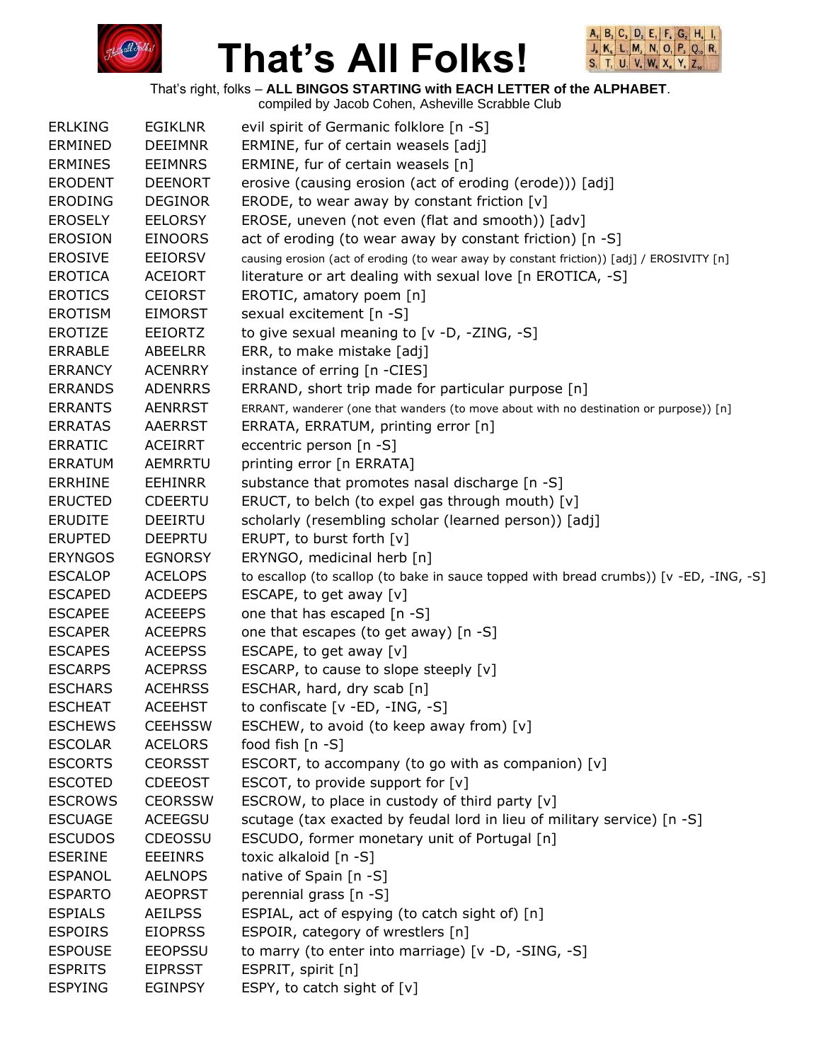# That's All Folks!

That's right, folks – **ALL BINGOS STARTING with EACH LETTER of the ALPHABET**.
compiled by Jacob Cohen, Asheville Scrabble Club

| | | |
|---|---|---|
| ERLKING | EGIKLNR | evil spirit of Germanic folklore [n -S] |
| ERMINED | DEEIMNR | ERMINE, fur of certain weasels [adj] |
| ERMINES | EEIMNRS | ERMINE, fur of certain weasels [n] |
| ERODENT | DEENORT | erosive (causing erosion (act of eroding (erode))) [adj] |
| ERODING | DEGINOR | ERODE, to wear away by constant friction [v] |
| EROSELY | EELORSY | EROSE, uneven (not even (flat and smooth)) [adv] |
| EROSION | EINOORS | act of eroding (to wear away by constant friction) [n -S] |
| EROSIVE | EEIORSV | causing erosion (act of eroding (to wear away by constant friction)) [adj] / EROSIVITY [n] |
| EROTICA | ACEIORT | literature or art dealing with sexual love [n EROTICA, -S] |
| EROTICS | CEIORST | EROTIC, amatory poem [n] |
| EROTISM | EIMORST | sexual excitement [n -S] |
| EROTIZE | EEIORTZ | to give sexual meaning to [v -D, -ZING, -S] |
| ERRABLE | ABEELRR | ERR, to make mistake [adj] |
| ERRANCY | ACENRRY | instance of erring [n -CIES] |
| ERRANDS | ADENRRS | ERRAND, short trip made for particular purpose [n] |
| ERRANTS | AENRRST | ERRANT, wanderer (one that wanders (to move about with no destination or purpose)) [n] |
| ERRATAS | AAERRST | ERRATA, ERRATUM, printing error [n] |
| ERRATIC | ACEIRRT | eccentric person [n -S] |
| ERRATUM | AEMRRTU | printing error [n ERRATA] |
| ERRHINE | EEHINRR | substance that promotes nasal discharge [n -S] |
| ERUCTED | CDEERTU | ERUCT, to belch (to expel gas through mouth) [v] |
| ERUDITE | DEEIRTU | scholarly (resembling scholar (learned person)) [adj] |
| ERUPTED | DEEPRTU | ERUPT, to burst forth [v] |
| ERYNGOS | EGNORSY | ERYNGO, medicinal herb [n] |
| ESCALOP | ACELOPS | to escallop (to scallop (to bake in sauce topped with bread crumbs)) [v -ED, -ING, -S] |
| ESCAPED | ACDEEPS | ESCAPE, to get away [v] |
| ESCAPEE | ACEEEPS | one that has escaped [n -S] |
| ESCAPER | ACEEPRS | one that escapes (to get away) [n -S] |
| ESCAPES | ACEEPSS | ESCAPE, to get away [v] |
| ESCARPS | ACEPRSS | ESCARP, to cause to slope steeply [v] |
| ESCHARS | ACEHRSS | ESCHAR, hard, dry scab [n] |
| ESCHEAT | ACEEHST | to confiscate [v -ED, -ING, -S] |
| ESCHEWS | CEEHSSW | ESCHEW, to avoid (to keep away from) [v] |
| ESCOLAR | ACELORS | food fish [n -S] |
| ESCORTS | CEORSST | ESCORT, to accompany (to go with as companion) [v] |
| ESCOTED | CDEEOST | ESCOT, to provide support for [v] |
| ESCROWS | CEORSSW | ESCROW, to place in custody of third party [v] |
| ESCUAGE | ACEEGSU | scutage (tax exacted by feudal lord in lieu of military service) [n -S] |
| ESCUDOS | CDEOSSU | ESCUDO, former monetary unit of Portugal [n] |
| ESERINE | EEEINRS | toxic alkaloid [n -S] |
| ESPANOL | AELNOPS | native of Spain [n -S] |
| ESPARTO | AEOPRST | perennial grass [n -S] |
| ESPIALS | AEILPSS | ESPIAL, act of espying (to catch sight of) [n] |
| ESPOIRS | EIOPRSS | ESPOIR, category of wrestlers [n] |
| ESPOUSE | EEOPSSU | to marry (to enter into marriage) [v -D, -SING, -S] |
| ESPRITS | EIPRSST | ESPRIT, spirit [n] |
| ESPYING | EGINPSY | ESPY, to catch sight of [v] |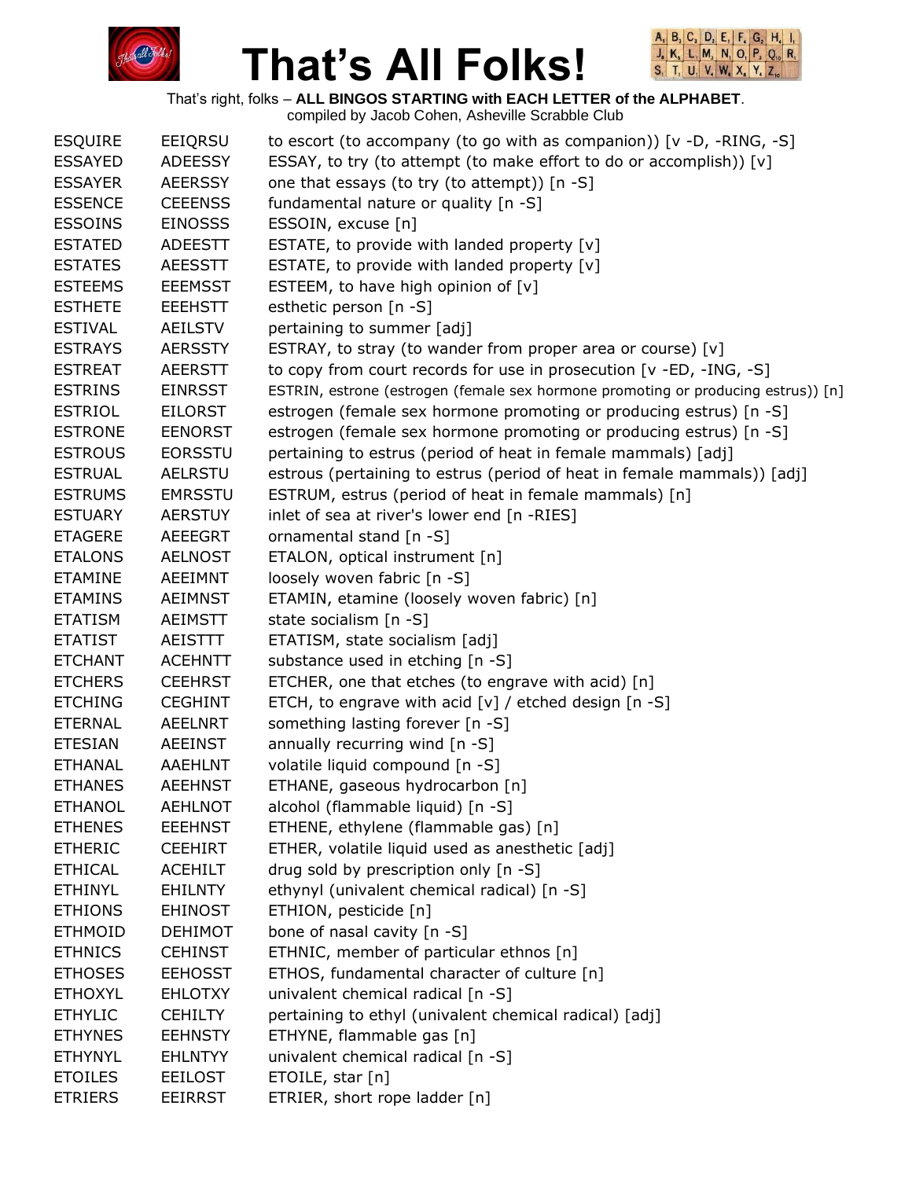# That's All Folks!

That's right, folks – **ALL BINGOS STARTING with EACH LETTER of the ALPHABET**.
compiled by Jacob Cohen, Asheville Scrabble Club

| | | |
|---|---|---|
| ESQUIRE | EEIQRSU | to escort (to accompany (to go with as companion)) [v -D, -RING, -S] |
| ESSAYED | ADEESSY | ESSAY, to try (to attempt (to make effort to do or accomplish)) [v] |
| ESSAYER | AEERSSY | one that essays (to try (to attempt)) [n -S] |
| ESSENCE | CEEENSS | fundamental nature or quality [n -S] |
| ESSOINS | EINOSSS | ESSOIN, excuse [n] |
| ESTATED | ADEESTT | ESTATE, to provide with landed property [v] |
| ESTATES | AEESSTT | ESTATE, to provide with landed property [v] |
| ESTEEMS | EEEMSST | ESTEEM, to have high opinion of [v] |
| ESTHETE | EEEHSTT | esthetic person [n -S] |
| ESTIVAL | AEILSTV | pertaining to summer [adj] |
| ESTRAYS | AERSSTY | ESTRAY, to stray (to wander from proper area or course) [v] |
| ESTREAT | AEERSTT | to copy from court records for use in prosecution [v -ED, -ING, -S] |
| ESTRINS | EINRSST | ESTRIN, estrone (estrogen (female sex hormone promoting or producing estrus)) [n] |
| ESTRIOL | EILORST | estrogen (female sex hormone promoting or producing estrus) [n -S] |
| ESTRONE | EENORST | estrogen (female sex hormone promoting or producing estrus) [n -S] |
| ESTROUS | EORSSTU | pertaining to estrus (period of heat in female mammals) [adj] |
| ESTRUAL | AELRSTU | estrous (pertaining to estrus (period of heat in female mammals)) [adj] |
| ESTRUMS | EMRSSTU | ESTRUM, estrus (period of heat in female mammals) [n] |
| ESTUARY | AERSTUY | inlet of sea at river's lower end [n -RIES] |
| ETAGERE | AEEEGRT | ornamental stand [n -S] |
| ETALONS | AELNOST | ETALON, optical instrument [n] |
| ETAMINE | AEEIMNT | loosely woven fabric [n -S] |
| ETAMINS | AEIMNST | ETAMIN, etamine (loosely woven fabric) [n] |
| ETATISM | AEIMSTT | state socialism [n -S] |
| ETATIST | AEISTTT | ETATISM, state socialism [adj] |
| ETCHANT | ACEHNTT | substance used in etching [n -S] |
| ETCHERS | CEEHRST | ETCHER, one that etches (to engrave with acid) [n] |
| ETCHING | CEGHINT | ETCH, to engrave with acid [v] / etched design [n -S] |
| ETERNAL | AEELNRT | something lasting forever [n -S] |
| ETESIAN | AEEINST | annually recurring wind [n -S] |
| ETHANAL | AAEHLNT | volatile liquid compound [n -S] |
| ETHANES | AEEHNST | ETHANE, gaseous hydrocarbon [n] |
| ETHANOL | AEHLNOT | alcohol (flammable liquid) [n -S] |
| ETHENES | EEEHNST | ETHENE, ethylene (flammable gas) [n] |
| ETHERIC | CEEHIRT | ETHER, volatile liquid used as anesthetic [adj] |
| ETHICAL | ACEHILT | drug sold by prescription only [n -S] |
| ETHINYL | EHILNTY | ethynyl (univalent chemical radical) [n -S] |
| ETHIONS | EHINOST | ETHION, pesticide [n] |
| ETHMOID | DEHIMOT | bone of nasal cavity [n -S] |
| ETHNICS | CEHINST | ETHNIC, member of particular ethnos [n] |
| ETHOSES | EEHOSST | ETHOS, fundamental character of culture [n] |
| ETHOXYL | EHLOTXY | univalent chemical radical [n -S] |
| ETHYLIC | CEHILTY | pertaining to ethyl (univalent chemical radical) [adj] |
| ETHYNES | EEHNSTY | ETHYNE, flammable gas [n] |
| ETHYNYL | EHLNTYY | univalent chemical radical [n -S] |
| ETOILES | EEILOST | ETOILE, star [n] |
| ETRIERS | EEIRRST | ETRIER, short rope ladder [n] |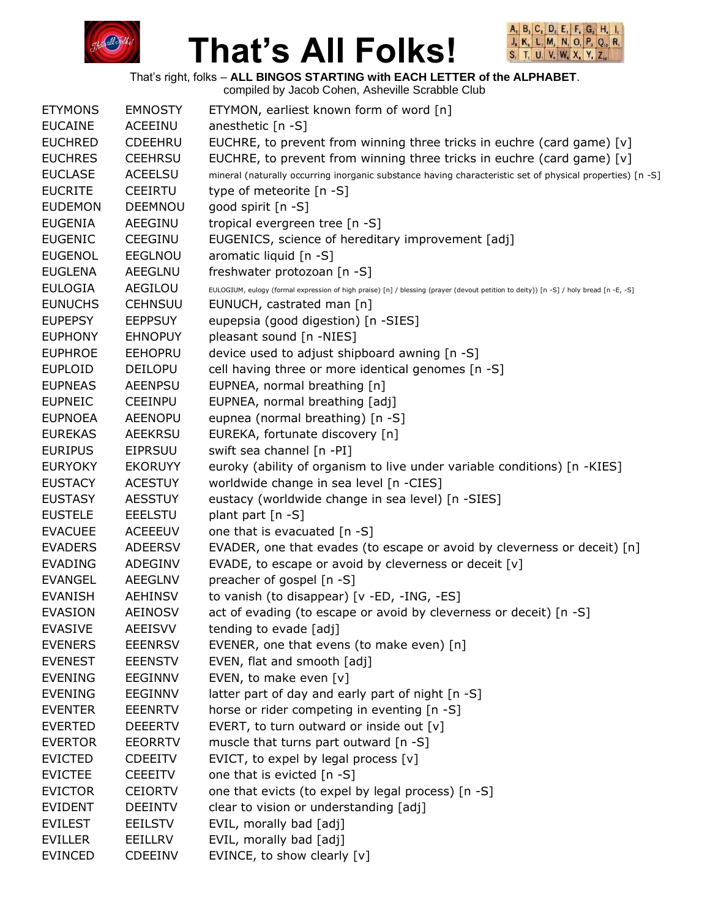# That's All Folks!

That's right, folks – **ALL BINGOS STARTING with EACH LETTER of the ALPHABET**.
compiled by Jacob Cohen, Asheville Scrabble Club

| | | |
|---|---|---|
| ETYMONS | EMNOSTY | ETYMON, earliest known form of word [n] |
| EUCAINE | ACEEINU | anesthetic [n -S] |
| EUCHRED | CDEEHRU | EUCHRE, to prevent from winning three tricks in euchre (card game) [v] |
| EUCHRES | CEEHRSU | EUCHRE, to prevent from winning three tricks in euchre (card game) [v] |
| EUCLASE | ACEELSU | mineral (naturally occurring inorganic substance having characteristic set of physical properties) [n -S] |
| EUCRITE | CEEIRTU | type of meteorite [n -S] |
| EUDEMON | DEEMNOU | good spirit [n -S] |
| EUGENIA | AEEGINU | tropical evergreen tree [n -S] |
| EUGENIC | CEEGINU | EUGENICS, science of hereditary improvement [adj] |
| EUGENOL | EEGLNOU | aromatic liquid [n -S] |
| EUGLENA | AEEGLNU | freshwater protozoan [n -S] |
| EULOGIA | AEGILOU | EULOGIUM, eulogy (formal expression of high praise) [n] / blessing (prayer (devout petition to deity)) [n -S] / holy bread [n -E, -S] |
| EUNUCHS | CEHNSUU | EUNUCH, castrated man [n] |
| EUPEPSY | EEPPSUY | eupepsia (good digestion) [n -SIES] |
| EUPHONY | EHNOPUY | pleasant sound [n -NIES] |
| EUPHROE | EEHOPRU | device used to adjust shipboard awning [n -S] |
| EUPLOID | DEILOPU | cell having three or more identical genomes [n -S] |
| EUPNEAS | AEENPSU | EUPNEA, normal breathing [n] |
| EUPNEIC | CEEINPU | EUPNEA, normal breathing [adj] |
| EUPNOEA | AEENOPU | eupnea (normal breathing) [n -S] |
| EUREKAS | AEEKRSU | EUREKA, fortunate discovery [n] |
| EURIPUS | EIPRSUU | swift sea channel [n -PI] |
| EURYOKY | EKORUYY | euroky (ability of organism to live under variable conditions) [n -KIES] |
| EUSTACY | ACESTUY | worldwide change in sea level [n -CIES] |
| EUSTASY | AESSTUY | eustacy (worldwide change in sea level) [n -SIES] |
| EUSTELE | EEELSTU | plant part [n -S] |
| EVACUEE | ACEEEUV | one that is evacuated [n -S] |
| EVADERS | ADEERSV | EVADER, one that evades (to escape or avoid by cleverness or deceit) [n] |
| EVADING | ADEGINV | EVADE, to escape or avoid by cleverness or deceit [v] |
| EVANGEL | AEEGLNV | preacher of gospel [n -S] |
| EVANISH | AEHINSV | to vanish (to disappear) [v -ED, -ING, -ES] |
| EVASION | AEINOSV | act of evading (to escape or avoid by cleverness or deceit) [n -S] |
| EVASIVE | AEEISVV | tending to evade [adj] |
| EVENERS | EEENRSV | EVENER, one that evens (to make even) [n] |
| EVENEST | EEENSTV | EVEN, flat and smooth [adj] |
| EVENING | EEGINNV | EVEN, to make even [v] |
| EVENING | EEGINNV | latter part of day and early part of night [n -S] |
| EVENTER | EEENRTV | horse or rider competing in eventing [n -S] |
| EVERTED | DEEERTV | EVERT, to turn outward or inside out [v] |
| EVERTOR | EEORRTV | muscle that turns part outward [n -S] |
| EVICTED | CDEEITV | EVICT, to expel by legal process [v] |
| EVICTEE | CEEEITV | one that is evicted [n -S] |
| EVICTOR | CEIORTV | one that evicts (to expel by legal process) [n -S] |
| EVIDENT | DEEINTV | clear to vision or understanding [adj] |
| EVILEST | EEILSTV | EVIL, morally bad [adj] |
| EVILLER | EEILLRV | EVIL, morally bad [adj] |
| EVINCED | CDEEINV | EVINCE, to show clearly [v] |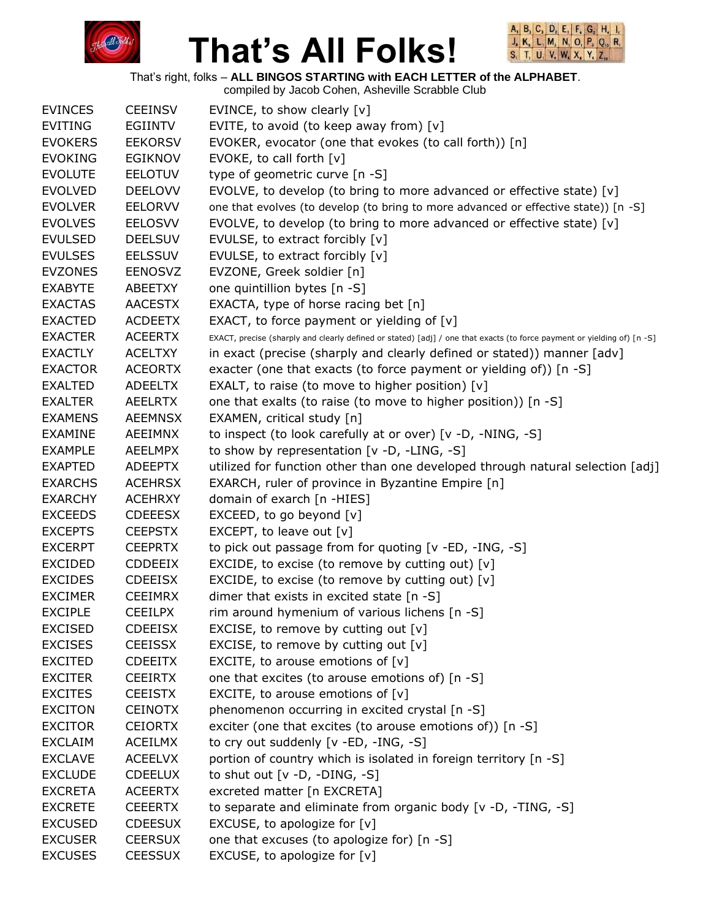# That's All Folks!

That's right, folks – **ALL BINGOS STARTING with EACH LETTER of the ALPHABET**.
compiled by Jacob Cohen, Asheville Scrabble Club

| | | |
|---|---|---|
| EVINCES | CEEINSV | EVINCE, to show clearly [v] |
| EVITING | EGIINTV | EVITE, to avoid (to keep away from) [v] |
| EVOKERS | EEKORSV | EVOKER, evocator (one that evokes (to call forth)) [n] |
| EVOKING | EGIKNOV | EVOKE, to call forth [v] |
| EVOLUTE | EELOTUV | type of geometric curve [n -S] |
| EVOLVED | DEELOVV | EVOLVE, to develop (to bring to more advanced or effective state) [v] |
| EVOLVER | EELORVV | one that evolves (to develop (to bring to more advanced or effective state)) [n -S] |
| EVOLVES | EELOSVV | EVOLVE, to develop (to bring to more advanced or effective state) [v] |
| EVULSED | DEELSUV | EVULSE, to extract forcibly [v] |
| EVULSES | EELSSUV | EVULSE, to extract forcibly [v] |
| EVZONES | EENOSVZ | EVZONE, Greek soldier [n] |
| EXABYTE | ABEETXY | one quintillion bytes [n -S] |
| EXACTAS | AACESTX | EXACTA, type of horse racing bet [n] |
| EXACTED | ACDEETX | EXACT, to force payment or yielding of [v] |
| EXACTER | ACEERTX | EXACT, precise (sharply and clearly defined or stated) [adj] / one that exacts (to force payment or yielding of) [n -S] |
| EXACTLY | ACELTXY | in exact (precise (sharply and clearly defined or stated)) manner [adv] |
| EXACTOR | ACEORTX | exacter (one that exacts (to force payment or yielding of)) [n -S] |
| EXALTED | ADEELTX | EXALT, to raise (to move to higher position) [v] |
| EXALTER | AEELRTX | one that exalts (to raise (to move to higher position)) [n -S] |
| EXAMENS | AEEMNSX | EXAMEN, critical study [n] |
| EXAMINE | AEEIMNX | to inspect (to look carefully at or over) [v -D, -NING, -S] |
| EXAMPLE | AEELMPX | to show by representation [v -D, -LING, -S] |
| EXAPTED | ADEEPTX | utilized for function other than one developed through natural selection [adj] |
| EXARCHS | ACEHRSX | EXARCH, ruler of province in Byzantine Empire [n] |
| EXARCHY | ACEHRXY | domain of exarch [n -HIES] |
| EXCEEDS | CDEEESX | EXCEED, to go beyond [v] |
| EXCEPTS | CEEPSTX | EXCEPT, to leave out [v] |
| EXCERPT | CEEPRTX | to pick out passage from for quoting [v -ED, -ING, -S] |
| EXCIDED | CDDEEIX | EXCIDE, to excise (to remove by cutting out) [v] |
| EXCIDES | CDEEISX | EXCIDE, to excise (to remove by cutting out) [v] |
| EXCIMER | CEEIMRX | dimer that exists in excited state [n -S] |
| EXCIPLE | CEEILPX | rim around hymenium of various lichens [n -S] |
| EXCISED | CDEEISX | EXCISE, to remove by cutting out [v] |
| EXCISES | CEEISSX | EXCISE, to remove by cutting out [v] |
| EXCITED | CDEEITX | EXCITE, to arouse emotions of [v] |
| EXCITER | CEEIRTX | one that excites (to arouse emotions of) [n -S] |
| EXCITES | CEEISTX | EXCITE, to arouse emotions of [v] |
| EXCITON | CEINOTX | phenomenon occurring in excited crystal [n -S] |
| EXCITOR | CEIORTX | exciter (one that excites (to arouse emotions of)) [n -S] |
| EXCLAIM | ACEILMX | to cry out suddenly [v -ED, -ING, -S] |
| EXCLAVE | ACEELVX | portion of country which is isolated in foreign territory [n -S] |
| EXCLUDE | CDEELUX | to shut out [v -D, -DING, -S] |
| EXCRETA | ACEERTX | excreted matter [n EXCRETA] |
| EXCRETE | CEEERTX | to separate and eliminate from organic body [v -D, -TING, -S] |
| EXCUSED | CDEESUX | EXCUSE, to apologize for [v] |
| EXCUSER | CEERSUX | one that excuses (to apologize for) [n -S] |
| EXCUSES | CEESSUX | EXCUSE, to apologize for [v] |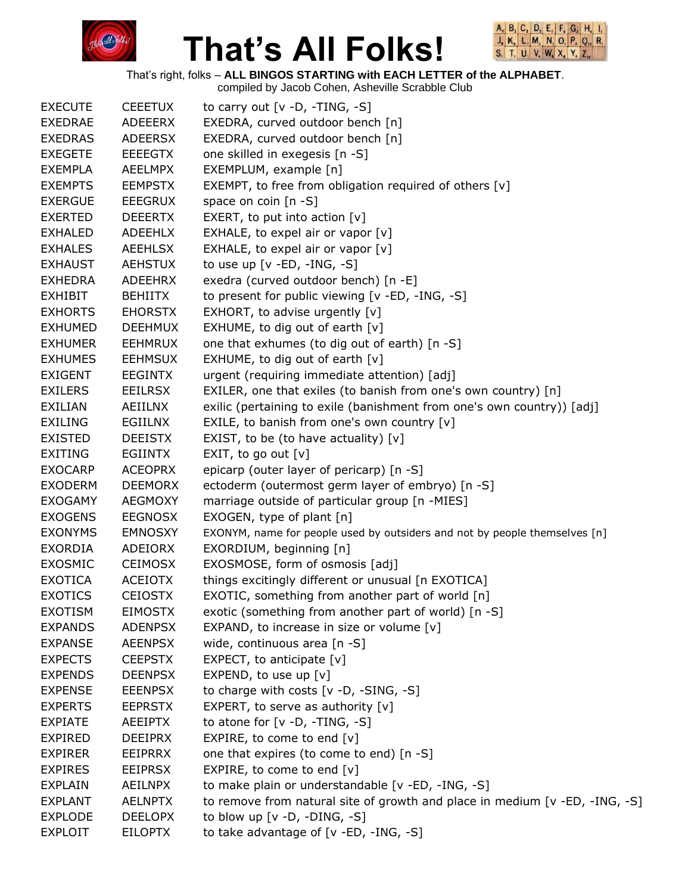# That's All Folks!

That's right, folks – **ALL BINGOS STARTING with EACH LETTER of the ALPHABET**.
compiled by Jacob Cohen, Asheville Scrabble Club

| | | |
|---|---|---|
| EXECUTE | CEEETUX | to carry out [v -D, -TING, -S] |
| EXEDRAE | ADEEERX | EXEDRA, curved outdoor bench [n] |
| EXEDRAS | ADEERSX | EXEDRA, curved outdoor bench [n] |
| EXEGETE | EEEEGTX | one skilled in exegesis [n -S] |
| EXEMPLA | AEELMPX | EXEMPLUM, example [n] |
| EXEMPTS | EEMPSTX | EXEMPT, to free from obligation required of others [v] |
| EXERGUE | EEEGRUX | space on coin [n -S] |
| EXERTED | DEEERTX | EXERT, to put into action [v] |
| EXHALED | ADEEHLX | EXHALE, to expel air or vapor [v] |
| EXHALES | AEEHLSX | EXHALE, to expel air or vapor [v] |
| EXHAUST | AEHSTUX | to use up [v -ED, -ING, -S] |
| EXHEDRA | ADEEHRX | exedra (curved outdoor bench) [n -E] |
| EXHIBIT | BEHIITX | to present for public viewing [v -ED, -ING, -S] |
| EXHORTS | EHORSTX | EXHORT, to advise urgently [v] |
| EXHUMED | DEEHMUX | EXHUME, to dig out of earth [v] |
| EXHUMER | EEHMRUX | one that exhumes (to dig out of earth) [n -S] |
| EXHUMES | EEHMSUX | EXHUME, to dig out of earth [v] |
| EXIGENT | EEGINTX | urgent (requiring immediate attention) [adj] |
| EXILERS | EEILRSX | EXILER, one that exiles (to banish from one's own country) [n] |
| EXILIAN | AEIILNX | exilic (pertaining to exile (banishment from one's own country)) [adj] |
| EXILING | EGIILNX | EXILE, to banish from one's own country [v] |
| EXISTED | DEEISTX | EXIST, to be (to have actuality) [v] |
| EXITING | EGIINTX | EXIT, to go out [v] |
| EXOCARP | ACEOPRX | epicarp (outer layer of pericarp) [n -S] |
| EXODERM | DEEMORX | ectoderm (outermost germ layer of embryo) [n -S] |
| EXOGAMY | AEGMOXY | marriage outside of particular group [n -MIES] |
| EXOGENS | EEGNOSX | EXOGEN, type of plant [n] |
| EXONYMS | EMNOSXY | EXONYM, name for people used by outsiders and not by people themselves [n] |
| EXORDIA | ADEIORX | EXORDIUM, beginning [n] |
| EXOSMIC | CEIMOSX | EXOSMOSE, form of osmosis [adj] |
| EXOTICA | ACEIOTX | things excitingly different or unusual [n EXOTICA] |
| EXOTICS | CEIOSTX | EXOTIC, something from another part of world [n] |
| EXOTISM | EIMOSTX | exotic (something from another part of world) [n -S] |
| EXPANDS | ADENPSX | EXPAND, to increase in size or volume [v] |
| EXPANSE | AEENPSX | wide, continuous area [n -S] |
| EXPECTS | CEEPSTX | EXPECT, to anticipate [v] |
| EXPENDS | DEENPSX | EXPEND, to use up [v] |
| EXPENSE | EEENPSX | to charge with costs [v -D, -SING, -S] |
| EXPERTS | EEPRSTX | EXPERT, to serve as authority [v] |
| EXPIATE | AEEIPTX | to atone for [v -D, -TING, -S] |
| EXPIRED | DEEIPRX | EXPIRE, to come to end [v] |
| EXPIRER | EEIPRRX | one that expires (to come to end) [n -S] |
| EXPIRES | EEIPRSX | EXPIRE, to come to end [v] |
| EXPLAIN | AEILNPX | to make plain or understandable [v -ED, -ING, -S] |
| EXPLANT | AELNPTX | to remove from natural site of growth and place in medium [v -ED, -ING, -S] |
| EXPLODE | DEELOPX | to blow up [v -D, -DING, -S] |
| EXPLOIT | EILOPTX | to take advantage of [v -ED, -ING, -S] |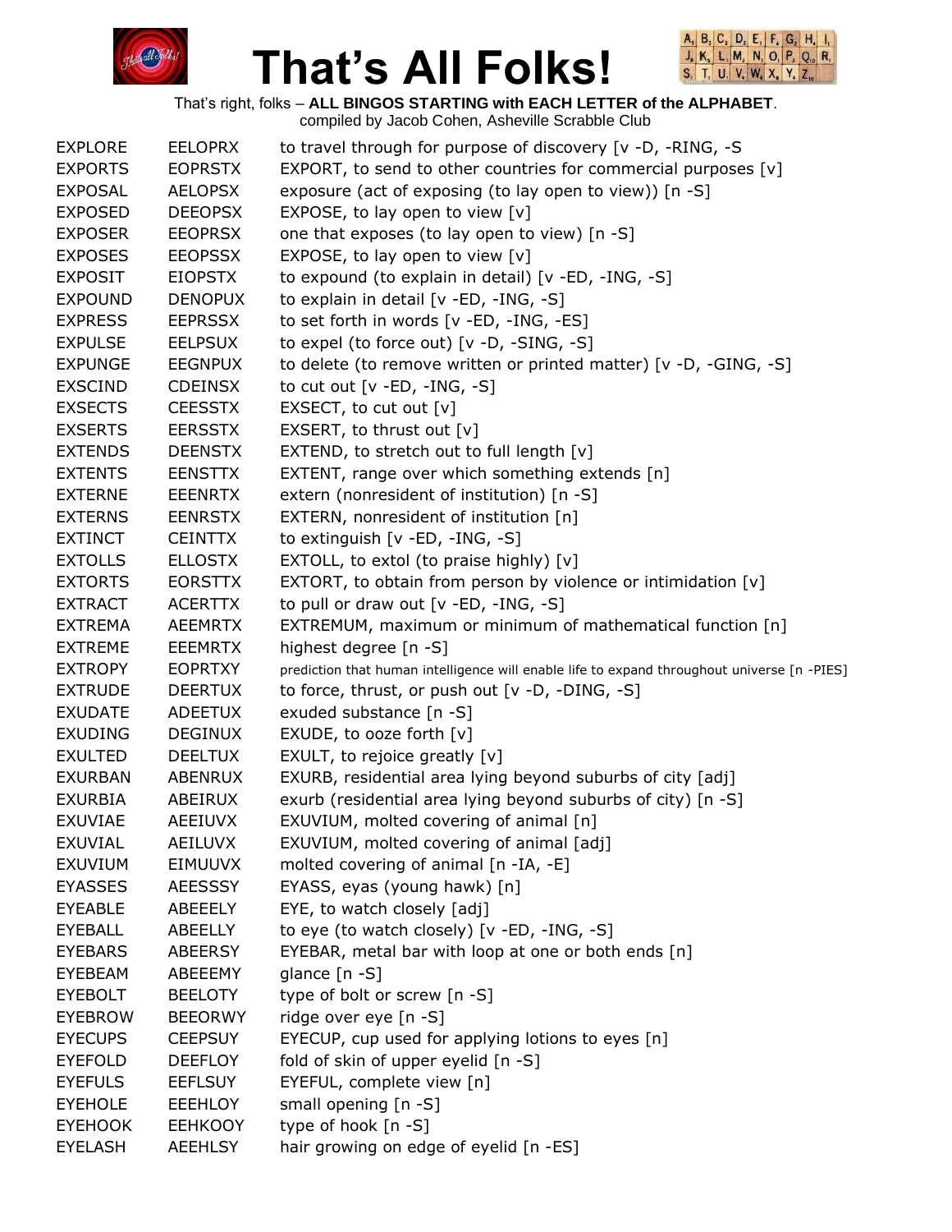# That's All Folks!

That's right, folks – **ALL BINGOS STARTING with EACH LETTER of the ALPHABET**.
compiled by Jacob Cohen, Asheville Scrabble Club

| | | |
|---|---|---|
| EXPLORE | EELOPRX | to travel through for purpose of discovery [v -D, -RING, -S |
| EXPORTS | EOPRSTX | EXPORT, to send to other countries for commercial purposes [v] |
| EXPOSAL | AELOPSX | exposure (act of exposing (to lay open to view)) [n -S] |
| EXPOSED | DEEOPSX | EXPOSE, to lay open to view [v] |
| EXPOSER | EEOPRSX | one that exposes (to lay open to view) [n -S] |
| EXPOSES | EEOPSSX | EXPOSE, to lay open to view [v] |
| EXPOSIT | EIOPSTX | to expound (to explain in detail) [v -ED, -ING, -S] |
| EXPOUND | DENOPUX | to explain in detail [v -ED, -ING, -S] |
| EXPRESS | EEPRSSX | to set forth in words [v -ED, -ING, -ES] |
| EXPULSE | EELPSUX | to expel (to force out) [v -D, -SING, -S] |
| EXPUNGE | EEGNPUX | to delete (to remove written or printed matter) [v -D, -GING, -S] |
| EXSCIND | CDEINSX | to cut out [v -ED, -ING, -S] |
| EXSECTS | CEESSTX | EXSECT, to cut out [v] |
| EXSERTS | EERSSTX | EXSERT, to thrust out [v] |
| EXTENDS | DEENSTX | EXTEND, to stretch out to full length [v] |
| EXTENTS | EENSTTX | EXTENT, range over which something extends [n] |
| EXTERNE | EEENRTX | extern (nonresident of institution) [n -S] |
| EXTERNS | EENRSTX | EXTERN, nonresident of institution [n] |
| EXTINCT | CEINTTX | to extinguish [v -ED, -ING, -S] |
| EXTOLLS | ELLOSTX | EXTOLL, to extol (to praise highly) [v] |
| EXTORTS | EORSTTX | EXTORT, to obtain from person by violence or intimidation [v] |
| EXTRACT | ACERTTX | to pull or draw out [v -ED, -ING, -S] |
| EXTREMA | AEEMRTX | EXTREMUM, maximum or minimum of mathematical function [n] |
| EXTREME | EEEMRTX | highest degree [n -S] |
| EXTROPY | EOPRTXY | prediction that human intelligence will enable life to expand throughout universe [n -PIES] |
| EXTRUDE | DEERTUX | to force, thrust, or push out [v -D, -DING, -S] |
| EXUDATE | ADEETUX | exuded substance [n -S] |
| EXUDING | DEGINUX | EXUDE, to ooze forth [v] |
| EXULTED | DEELTUX | EXULT, to rejoice greatly [v] |
| EXURBAN | ABENRUX | EXURB, residential area lying beyond suburbs of city [adj] |
| EXURBIA | ABEIRUX | exurb (residential area lying beyond suburbs of city) [n -S] |
| EXUVIAE | AEEIUVX | EXUVIUM, molted covering of animal [n] |
| EXUVIAL | AEILUVX | EXUVIUM, molted covering of animal [adj] |
| EXUVIUM | EIMUUVX | molted covering of animal [n -IA, -E] |
| EYASSES | AEESSSY | EYASS, eyas (young hawk) [n] |
| EYEABLE | ABEEELY | EYE, to watch closely [adj] |
| EYEBALL | ABEELLY | to eye (to watch closely) [v -ED, -ING, -S] |
| EYEBARS | ABEERSY | EYEBAR, metal bar with loop at one or both ends [n] |
| EYEBEAM | ABEEEMY | glance [n -S] |
| EYEBOLT | BEELOTY | type of bolt or screw [n -S] |
| EYEBROW | BEEORWY | ridge over eye [n -S] |
| EYECUPS | CEEPSUY | EYECUP, cup used for applying lotions to eyes [n] |
| EYEFOLD | DEEFLOY | fold of skin of upper eyelid [n -S] |
| EYEFULS | EEFLSUY | EYEFUL, complete view [n] |
| EYEHOLE | EEEHLOY | small opening [n -S] |
| EYEHOOK | EEHKOOY | type of hook [n -S] |
| EYELASH | AEEHLSY | hair growing on edge of eyelid [n -ES] |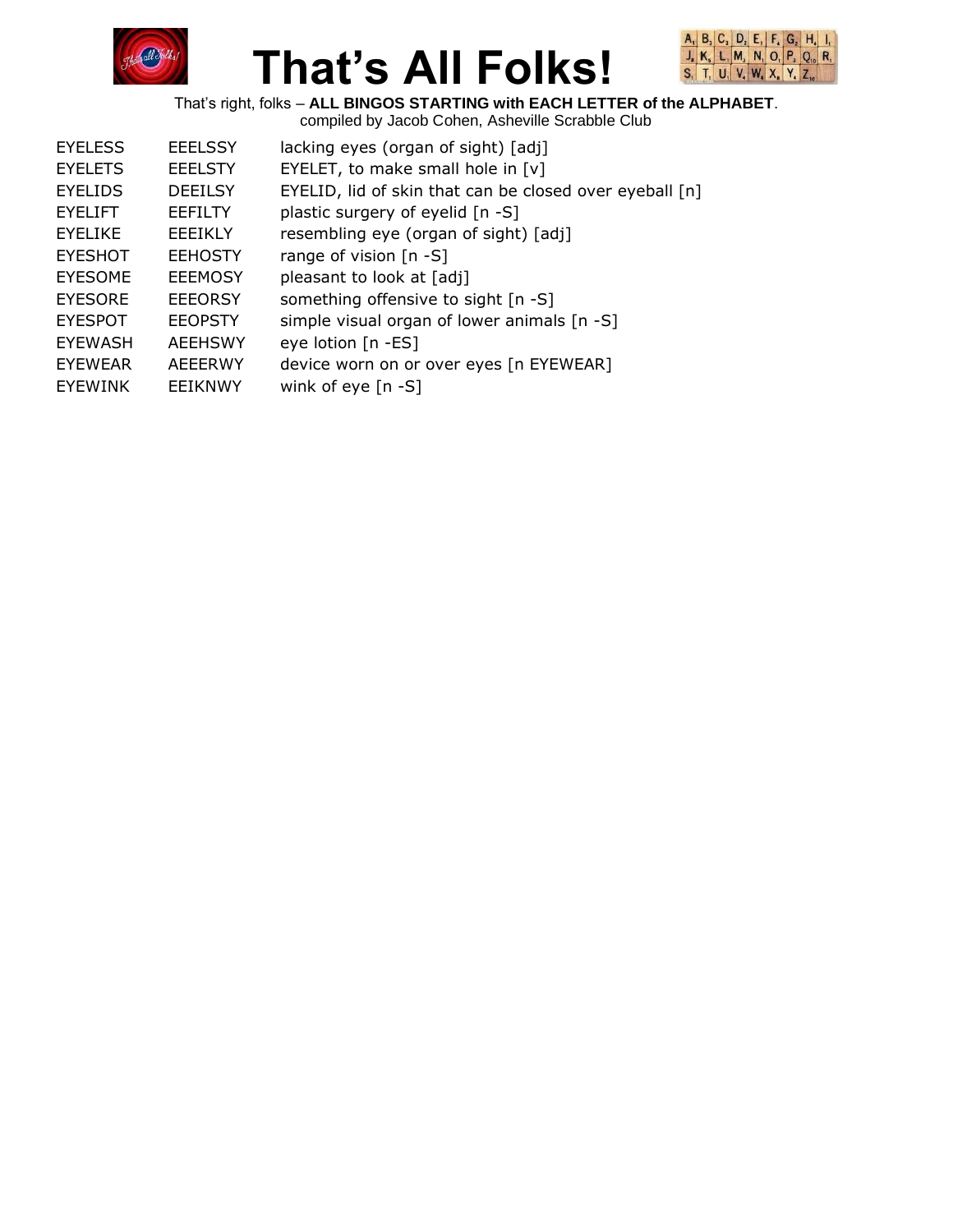# That's All Folks!

That's right, folks – **ALL BINGOS STARTING with EACH LETTER of the ALPHABET**.
compiled by Jacob Cohen, Asheville Scrabble Club

| | | |
|---|---|---|
| EYELESS | EEELSSY | lacking eyes (organ of sight) [adj] |
| EYELETS | EEELSTY | EYELET, to make small hole in [v] |
| EYELIDS | DEEILSY | EYELID, lid of skin that can be closed over eyeball [n] |
| EYELIFT | EEFILTY | plastic surgery of eyelid [n -S] |
| EYELIKE | EEEIKLY | resembling eye (organ of sight) [adj] |
| EYESHOT | EEHOSTY | range of vision [n -S] |
| EYESOME | EEEMOSY | pleasant to look at [adj] |
| EYESORE | EEEORSY | something offensive to sight [n -S] |
| EYESPOT | EEOPSTY | simple visual organ of lower animals [n -S] |
| EYEWASH | AEEHSWY | eye lotion [n -ES] |
| EYEWEAR | AEEERWY | device worn on or over eyes [n EYEWEAR] |
| EYEWINK | EEIKNWY | wink of eye [n -S] |